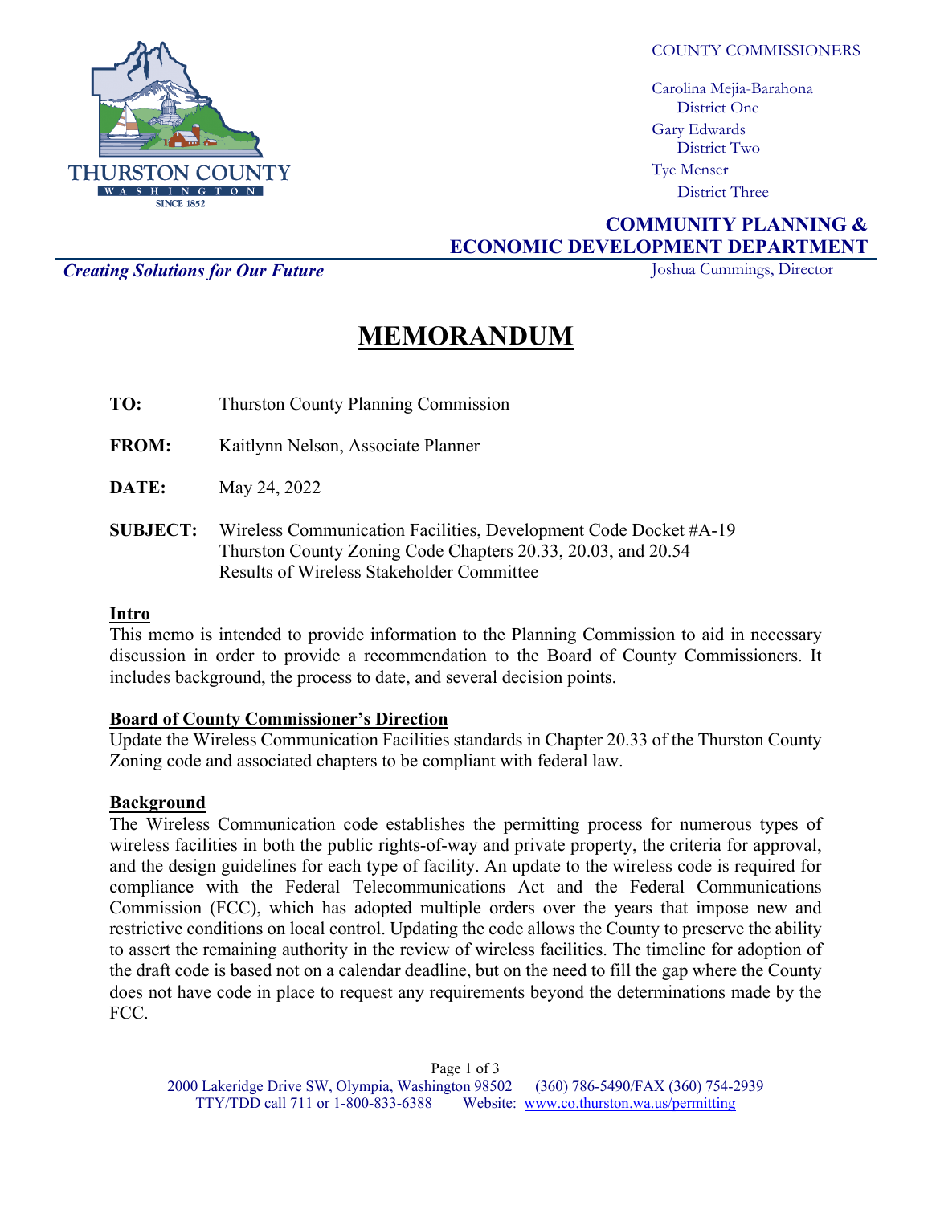THURSTON COUNTY
WASHINGTON
SINCE 1852

COUNTY COMMISSIONERS

Carolina Mejia-Barahona
District One
Gary Edwards
District Two
Tye Menser
District Three

**COMMUNITY PLANNING & ECONOMIC DEVELOPMENT DEPARTMENT**

***Creating Solutions for Our Future***

Joshua Cummings, Director

# MEMORANDUM

**TO:** Thurston County Planning Commission

**FROM:** Kaitlynn Nelson, Associate Planner

**DATE:** May 24, 2022

**SUBJECT:** Wireless Communication Facilities, Development Code Docket #A-19
Thurston County Zoning Code Chapters 20.33, 20.03, and 20.54
Results of Wireless Stakeholder Committee

**Intro**

This memo is intended to provide information to the Planning Commission to aid in necessary discussion in order to provide a recommendation to the Board of County Commissioners. It includes background, the process to date, and several decision points.

**Board of County Commissioner's Direction**

Update the Wireless Communication Facilities standards in Chapter 20.33 of the Thurston County Zoning code and associated chapters to be compliant with federal law.

**Background**

The Wireless Communication code establishes the permitting process for numerous types of wireless facilities in both the public rights-of-way and private property, the criteria for approval, and the design guidelines for each type of facility. An update to the wireless code is required for compliance with the Federal Telecommunications Act and the Federal Communications Commission (FCC), which has adopted multiple orders over the years that impose new and restrictive conditions on local control. Updating the code allows the County to preserve the ability to assert the remaining authority in the review of wireless facilities. The timeline for adoption of the draft code is based not on a calendar deadline, but on the need to fill the gap where the County does not have code in place to request any requirements beyond the determinations made by the FCC.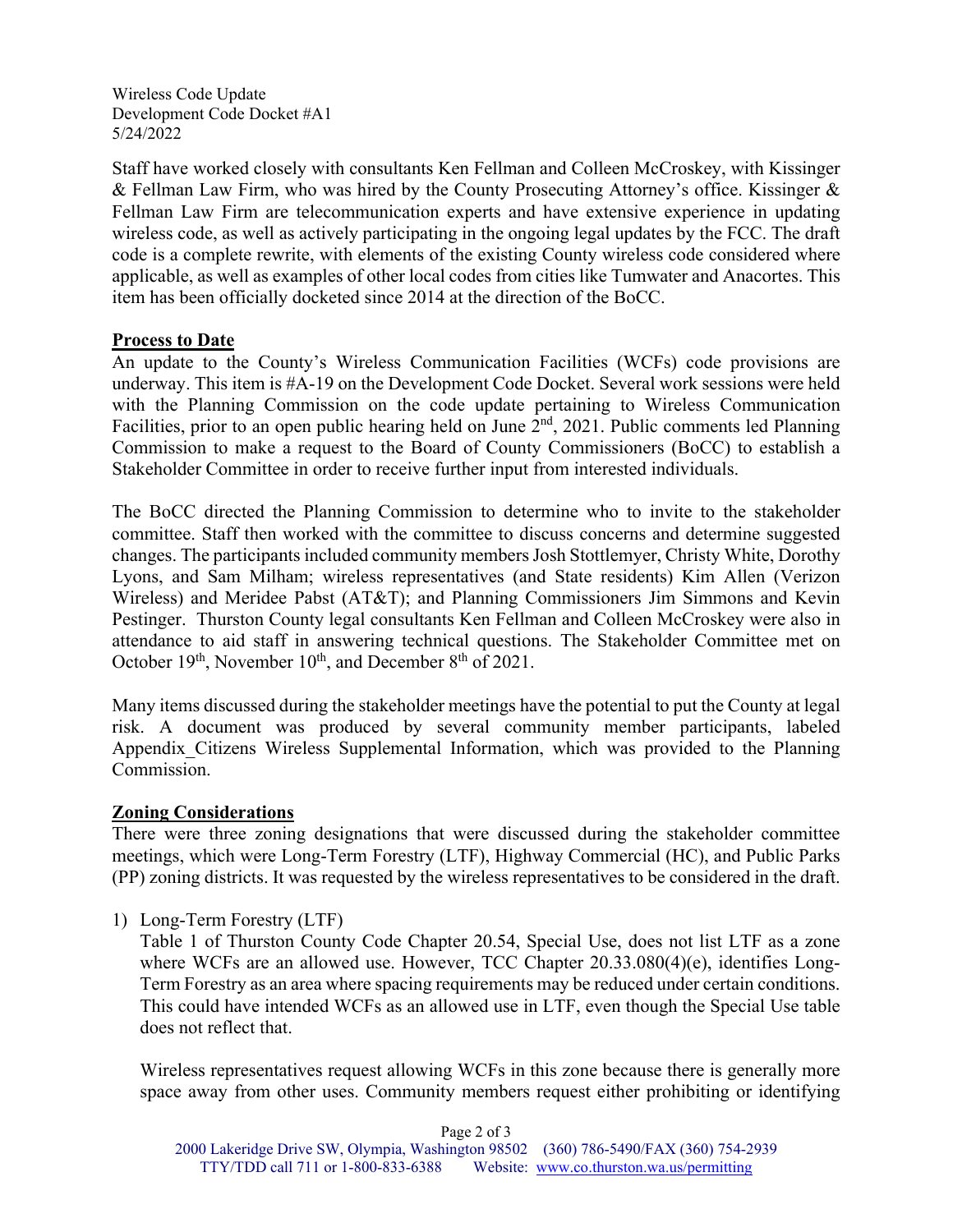Wireless Code Update
Development Code Docket #A1
5/24/2022

Staff have worked closely with consultants Ken Fellman and Colleen McCroskey, with Kissinger & Fellman Law Firm, who was hired by the County Prosecuting Attorney's office. Kissinger & Fellman Law Firm are telecommunication experts and have extensive experience in updating wireless code, as well as actively participating in the ongoing legal updates by the FCC. The draft code is a complete rewrite, with elements of the existing County wireless code considered where applicable, as well as examples of other local codes from cities like Tumwater and Anacortes. This item has been officially docketed since 2014 at the direction of the BoCC.

## Process to Date

An update to the County's Wireless Communication Facilities (WCFs) code provisions are underway. This item is #A-19 on the Development Code Docket. Several work sessions were held with the Planning Commission on the code update pertaining to Wireless Communication Facilities, prior to an open public hearing held on June 2nd, 2021. Public comments led Planning Commission to make a request to the Board of County Commissioners (BoCC) to establish a Stakeholder Committee in order to receive further input from interested individuals.

The BoCC directed the Planning Commission to determine who to invite to the stakeholder committee. Staff then worked with the committee to discuss concerns and determine suggested changes. The participants included community members Josh Stottlemyer, Christy White, Dorothy Lyons, and Sam Milham; wireless representatives (and State residents) Kim Allen (Verizon Wireless) and Meridee Pabst (AT&T); and Planning Commissioners Jim Simmons and Kevin Pestinger. Thurston County legal consultants Ken Fellman and Colleen McCroskey were also in attendance to aid staff in answering technical questions. The Stakeholder Committee met on October 19th, November 10th, and December 8th of 2021.

Many items discussed during the stakeholder meetings have the potential to put the County at legal risk. A document was produced by several community member participants, labeled Appendix_Citizens Wireless Supplemental Information, which was provided to the Planning Commission.

## Zoning Considerations

There were three zoning designations that were discussed during the stakeholder committee meetings, which were Long-Term Forestry (LTF), Highway Commercial (HC), and Public Parks (PP) zoning districts. It was requested by the wireless representatives to be considered in the draft.

1) Long-Term Forestry (LTF)

   Table 1 of Thurston County Code Chapter 20.54, Special Use, does not list LTF as a zone where WCFs are an allowed use. However, TCC Chapter 20.33.080(4)(e), identifies Long-Term Forestry as an area where spacing requirements may be reduced under certain conditions. This could have intended WCFs as an allowed use in LTF, even though the Special Use table does not reflect that.

   Wireless representatives request allowing WCFs in this zone because there is generally more space away from other uses. Community members request either prohibiting or identifying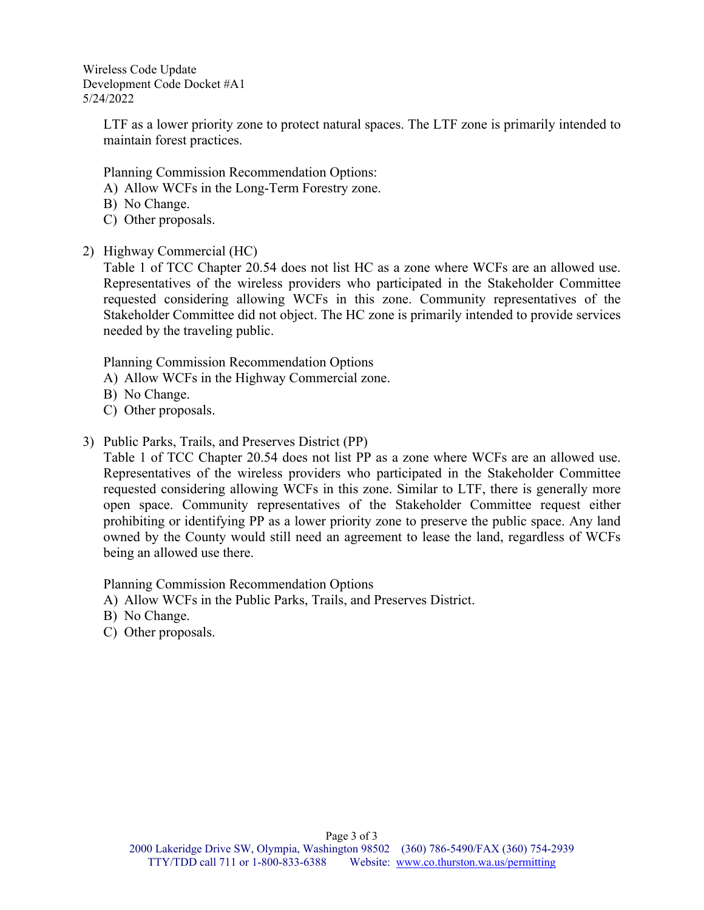LTF as a lower priority zone to protect natural spaces. The LTF zone is primarily intended to maintain forest practices.

Planning Commission Recommendation Options:

A) Allow WCFs in the Long-Term Forestry zone.
B) No Change.
C) Other proposals.

2) Highway Commercial (HC)

Table 1 of TCC Chapter 20.54 does not list HC as a zone where WCFs are an allowed use. Representatives of the wireless providers who participated in the Stakeholder Committee requested considering allowing WCFs in this zone. Community representatives of the Stakeholder Committee did not object. The HC zone is primarily intended to provide services needed by the traveling public.

Planning Commission Recommendation Options

A) Allow WCFs in the Highway Commercial zone.
B) No Change.
C) Other proposals.

3) Public Parks, Trails, and Preserves District (PP)

Table 1 of TCC Chapter 20.54 does not list PP as a zone where WCFs are an allowed use. Representatives of the wireless providers who participated in the Stakeholder Committee requested considering allowing WCFs in this zone. Similar to LTF, there is generally more open space. Community representatives of the Stakeholder Committee request either prohibiting or identifying PP as a lower priority zone to preserve the public space. Any land owned by the County would still need an agreement to lease the land, regardless of WCFs being an allowed use there.

Planning Commission Recommendation Options

A) Allow WCFs in the Public Parks, Trails, and Preserves District.
B) No Change.
C) Other proposals.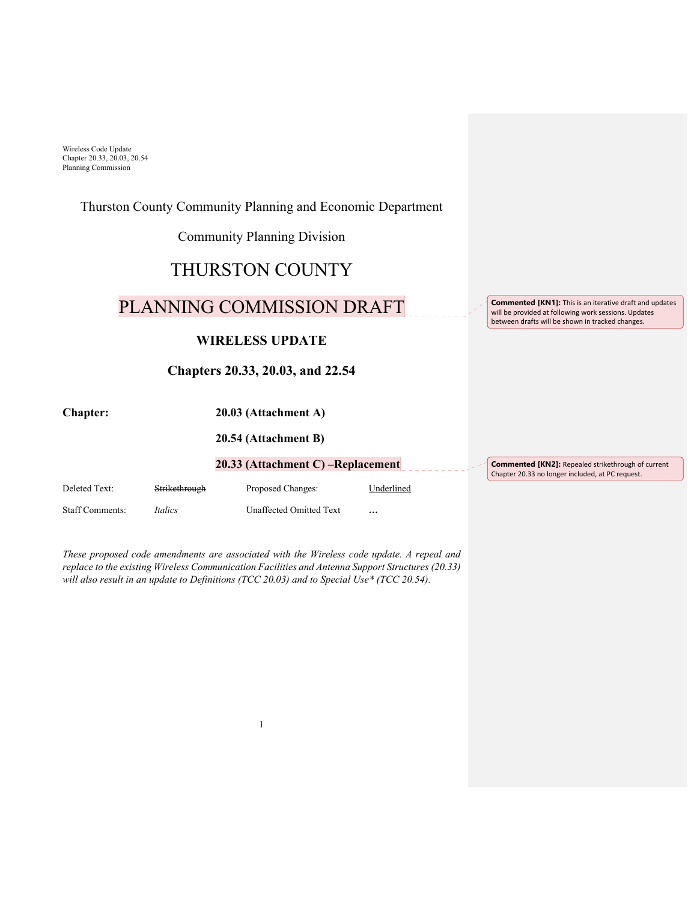Thurston County Community Planning and Economic Department

Community Planning Division

# THURSTON COUNTY

# PLANNING COMMISSION DRAFT

> **Commented [KN1]:** This is an iterative draft and updates will be provided at following work sessions. Updates between drafts will be shown in tracked changes.

## WIRELESS UPDATE

## Chapters 20.33, 20.03, and 22.54

| **Chapter:** | **20.03 (Attachment A)** |
|---|---|
| | **20.54 (Attachment B)** |
| | **20.33 (Attachment C) –Replacement** |

> **Commented [KN2]:** Repealed strikethrough of current Chapter 20.33 no longer included, at PC request.

| Deleted Text: | ~~Strikethrough~~ | Proposed Changes: | <u>Underlined</u> |
|---|---|---|---|
| Staff Comments: | *Italics* | Unaffected Omitted Text | … |

*These proposed code amendments are associated with the Wireless code update. A repeal and replace to the existing Wireless Communication Facilities and Antenna Support Structures (20.33) will also result in an update to Definitions (TCC 20.03) and to Special Use\* (TCC 20.54).*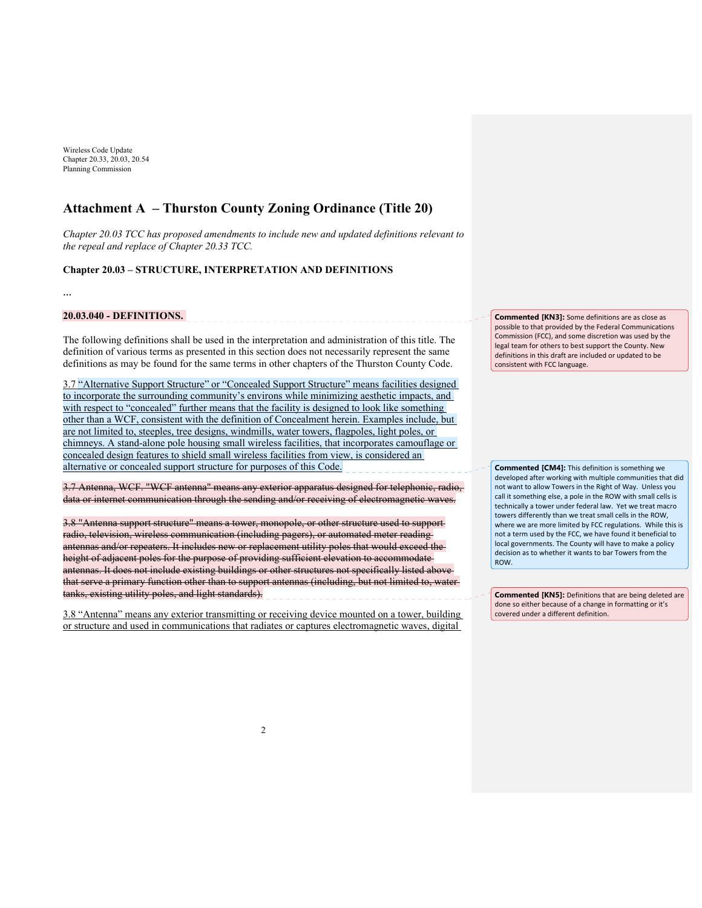Wireless Code Update
Chapter 20.33, 20.03, 20.54
Planning Commission

# Attachment A – Thurston County Zoning Ordinance (Title 20)

*Chapter 20.03 TCC has proposed amendments to include new and updated definitions relevant to the repeal and replace of Chapter 20.33 TCC.*

**Chapter 20.03 – STRUCTURE, INTERPRETATION AND DEFINITIONS**

…

**20.03.040 - DEFINITIONS.**

The following definitions shall be used in the interpretation and administration of this title. The definition of various terms as presented in this section does not necessarily represent the same definitions as may be found for the same terms in other chapters of the Thurston County Code.

<ins>3.7 "Alternative Support Structure" or "Concealed Support Structure" means facilities designed to incorporate the surrounding community's environs while minimizing aesthetic impacts, and with respect to "concealed" further means that the facility is designed to look like something other than a WCF, consistent with the definition of Concealment herein. Examples include, but are not limited to, steeples, tree designs, windmills, water towers, flagpoles, light poles, or chimneys. A stand-alone pole housing small wireless facilities, that incorporates camouflage or concealed design features to shield small wireless facilities from view, is considered an alternative or concealed support structure for purposes of this Code.</ins>

~~3.7 Antenna, WCF. "WCF antenna" means any exterior apparatus designed for telephonic, radio, data or internet communication through the sending and/or receiving of electromagnetic waves.~~

~~3.8 "Antenna support structure" means a tower, monopole, or other structure used to support radio, television, wireless communication (including pagers), or automated meter reading antennas and/or repeaters. It includes new or replacement utility poles that would exceed the height of adjacent poles for the purpose of providing sufficient elevation to accommodate antennas. It does not include existing buildings or other structures not specifically listed above that serve a primary function other than to support antennas (including, but not limited to, water tanks, existing utility poles, and light standards).~~

<ins>3.8 "Antenna" means any exterior transmitting or receiving device mounted on a tower, building or structure and used in communications that radiates or captures electromagnetic waves, digital</ins>

> **Commented [KN3]:** Some definitions are as close as possible to that provided by the Federal Communications Commission (FCC), and some discretion was used by the legal team for others to best support the County. New definitions in this draft are included or updated to be consistent with FCC language.

> **Commented [CM4]:** This definition is something we developed after working with multiple communities that did not want to allow Towers in the Right of Way. Unless you call it something else, a pole in the ROW with small cells is technically a tower under federal law. Yet we treat macro towers differently than we treat small cells in the ROW, where we are more limited by FCC regulations. While this is not a term used by the FCC, we have found it beneficial to local governments. The County will have to make a policy decision as to whether it wants to bar Towers from the ROW.

> **Commented [KN5]:** Definitions that are being deleted are done so either because of a change in formatting or it's covered under a different definition.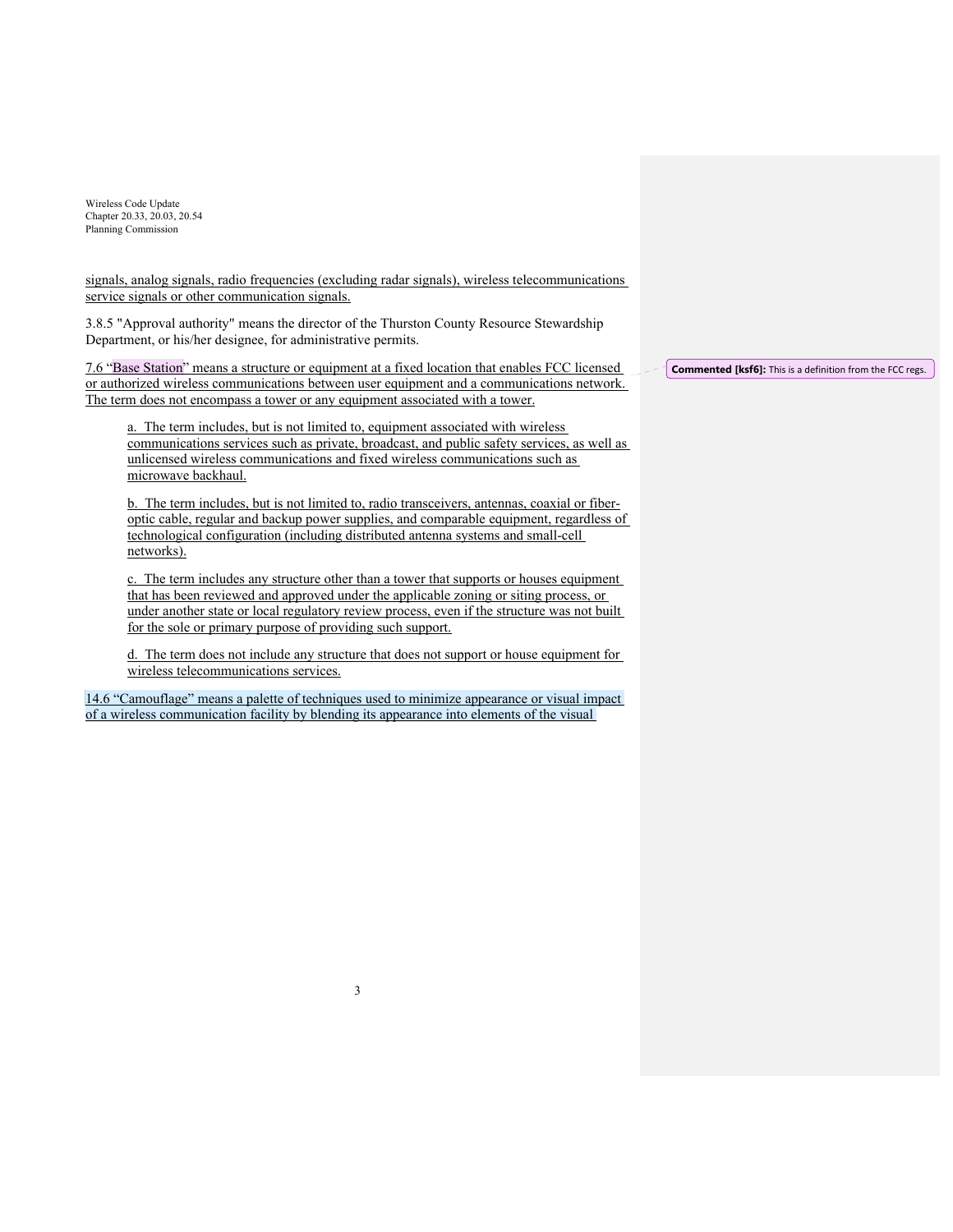signals, analog signals, radio frequencies (excluding radar signals), wireless telecommunications service signals or other communication signals.

3.8.5 "Approval authority" means the director of the Thurston County Resource Stewardship Department, or his/her designee, for administrative permits.

7.6 "Base Station" means a structure or equipment at a fixed location that enables FCC licensed or authorized wireless communications between user equipment and a communications network. The term does not encompass a tower or any equipment associated with a tower.

> a. The term includes, but is not limited to, equipment associated with wireless communications services such as private, broadcast, and public safety services, as well as unlicensed wireless communications and fixed wireless communications such as microwave backhaul.
>
> b. The term includes, but is not limited to, radio transceivers, antennas, coaxial or fiber-optic cable, regular and backup power supplies, and comparable equipment, regardless of technological configuration (including distributed antenna systems and small-cell networks).
>
> c. The term includes any structure other than a tower that supports or houses equipment that has been reviewed and approved under the applicable zoning or siting process, or under another state or local regulatory review process, even if the structure was not built for the sole or primary purpose of providing such support.
>
> d. The term does not include any structure that does not support or house equipment for wireless telecommunications services.

**Commented [ksf6]:** This is a definition from the FCC regs.

14.6 "Camouflage" means a palette of techniques used to minimize appearance or visual impact of a wireless communication facility by blending its appearance into elements of the visual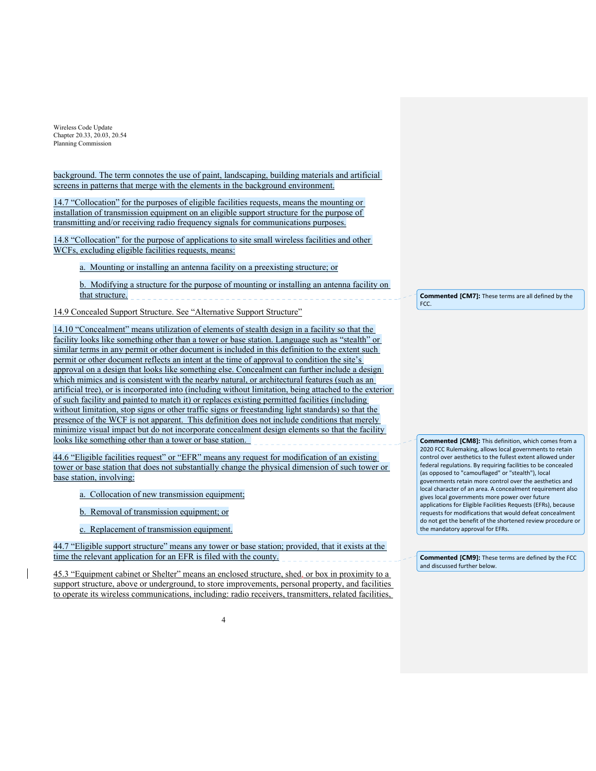background. The term connotes the use of paint, landscaping, building materials and artificial screens in patterns that merge with the elements in the background environment.

14.7 "Collocation" for the purposes of eligible facilities requests, means the mounting or installation of transmission equipment on an eligible support structure for the purpose of transmitting and/or receiving radio frequency signals for communications purposes.

14.8 "Collocation" for the purpose of applications to site small wireless facilities and other WCFs, excluding eligible facilities requests, means:

a. Mounting or installing an antenna facility on a preexisting structure; or

b. Modifying a structure for the purpose of mounting or installing an antenna facility on that structure.

> **Commented [CM7]:** These terms are all defined by the FCC.

14.9 Concealed Support Structure. See "Alternative Support Structure"

14.10 "Concealment" means utilization of elements of stealth design in a facility so that the facility looks like something other than a tower or base station. Language such as "stealth" or similar terms in any permit or other document is included in this definition to the extent such permit or other document reflects an intent at the time of approval to condition the site's approval on a design that looks like something else. Concealment can further include a design which mimics and is consistent with the nearby natural, or architectural features (such as an artificial tree), or is incorporated into (including without limitation, being attached to the exterior of such facility and painted to match it) or replaces existing permitted facilities (including without limitation, stop signs or other traffic signs or freestanding light standards) so that the presence of the WCF is not apparent. This definition does not include conditions that merely minimize visual impact but do not incorporate concealment design elements so that the facility looks like something other than a tower or base station.

> **Commented [CM8]:** This definition, which comes from a 2020 FCC Rulemaking, allows local governments to retain control over aesthetics to the fullest extent allowed under federal regulations. By requiring facilities to be concealed (as opposed to "camouflaged" or "stealth"), local governments retain more control over the aesthetics and local character of an area. A concealment requirement also gives local governments more power over future applications for Eligible Facilities Requests (EFRs), because requests for modifications that would defeat concealment do not get the benefit of the shortened review procedure or the mandatory approval for EFRs.

44.6 "Eligible facilities request" or "EFR" means any request for modification of an existing tower or base station that does not substantially change the physical dimension of such tower or base station, involving:

a. Collocation of new transmission equipment;

b. Removal of transmission equipment; or

c. Replacement of transmission equipment.

44.7 "Eligible support structure" means any tower or base station; provided, that it exists at the time the relevant application for an EFR is filed with the county.

> **Commented [CM9]:** These terms are defined by the FCC and discussed further below.

45.3 "Equipment cabinet or Shelter" means an enclosed structure, shed, or box in proximity to a support structure, above or underground, to store improvements, personal property, and facilities to operate its wireless communications, including: radio receivers, transmitters, related facilities,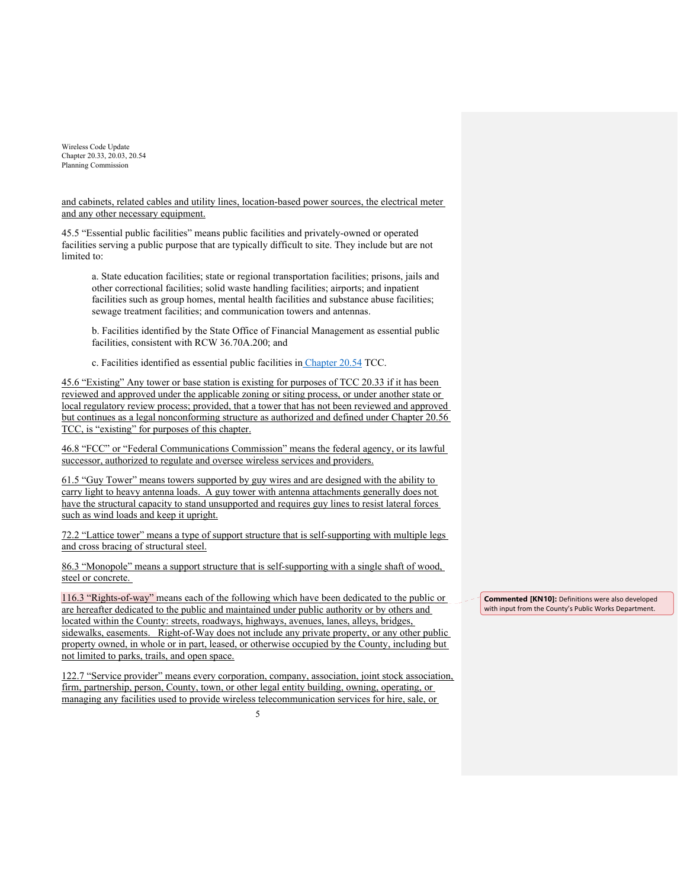and cabinets, related cables and utility lines, location-based power sources, the electrical meter and any other necessary equipment.

45.5 "Essential public facilities" means public facilities and privately-owned or operated facilities serving a public purpose that are typically difficult to site. They include but are not limited to:

> a. State education facilities; state or regional transportation facilities; prisons, jails and other correctional facilities; solid waste handling facilities; airports; and inpatient facilities such as group homes, mental health facilities and substance abuse facilities; sewage treatment facilities; and communication towers and antennas.
>
> b. Facilities identified by the State Office of Financial Management as essential public facilities, consistent with RCW 36.70A.200; and
>
> c. Facilities identified as essential public facilities in Chapter 20.54 TCC.

45.6 "Existing" Any tower or base station is existing for purposes of TCC 20.33 if it has been reviewed and approved under the applicable zoning or siting process, or under another state or local regulatory review process; provided, that a tower that has not been reviewed and approved but continues as a legal nonconforming structure as authorized and defined under Chapter 20.56 TCC, is "existing" for purposes of this chapter.

46.8 "FCC" or "Federal Communications Commission" means the federal agency, or its lawful successor, authorized to regulate and oversee wireless services and providers.

61.5 "Guy Tower" means towers supported by guy wires and are designed with the ability to carry light to heavy antenna loads. A guy tower with antenna attachments generally does not have the structural capacity to stand unsupported and requires guy lines to resist lateral forces such as wind loads and keep it upright.

72.2 "Lattice tower" means a type of support structure that is self-supporting with multiple legs and cross bracing of structural steel.

86.3 "Monopole" means a support structure that is self-supporting with a single shaft of wood, steel or concrete.

116.3 "Rights-of-way" means each of the following which have been dedicated to the public or are hereafter dedicated to the public and maintained under public authority or by others and located within the County: streets, roadways, highways, avenues, lanes, alleys, bridges, sidewalks, easements. Right-of-Way does not include any private property, or any other public property owned, in whole or in part, leased, or otherwise occupied by the County, including but not limited to parks, trails, and open space.

> **Commented [KN10]:** Definitions were also developed with input from the County's Public Works Department.

122.7 "Service provider" means every corporation, company, association, joint stock association, firm, partnership, person, County, town, or other legal entity building, owning, operating, or managing any facilities used to provide wireless telecommunication services for hire, sale, or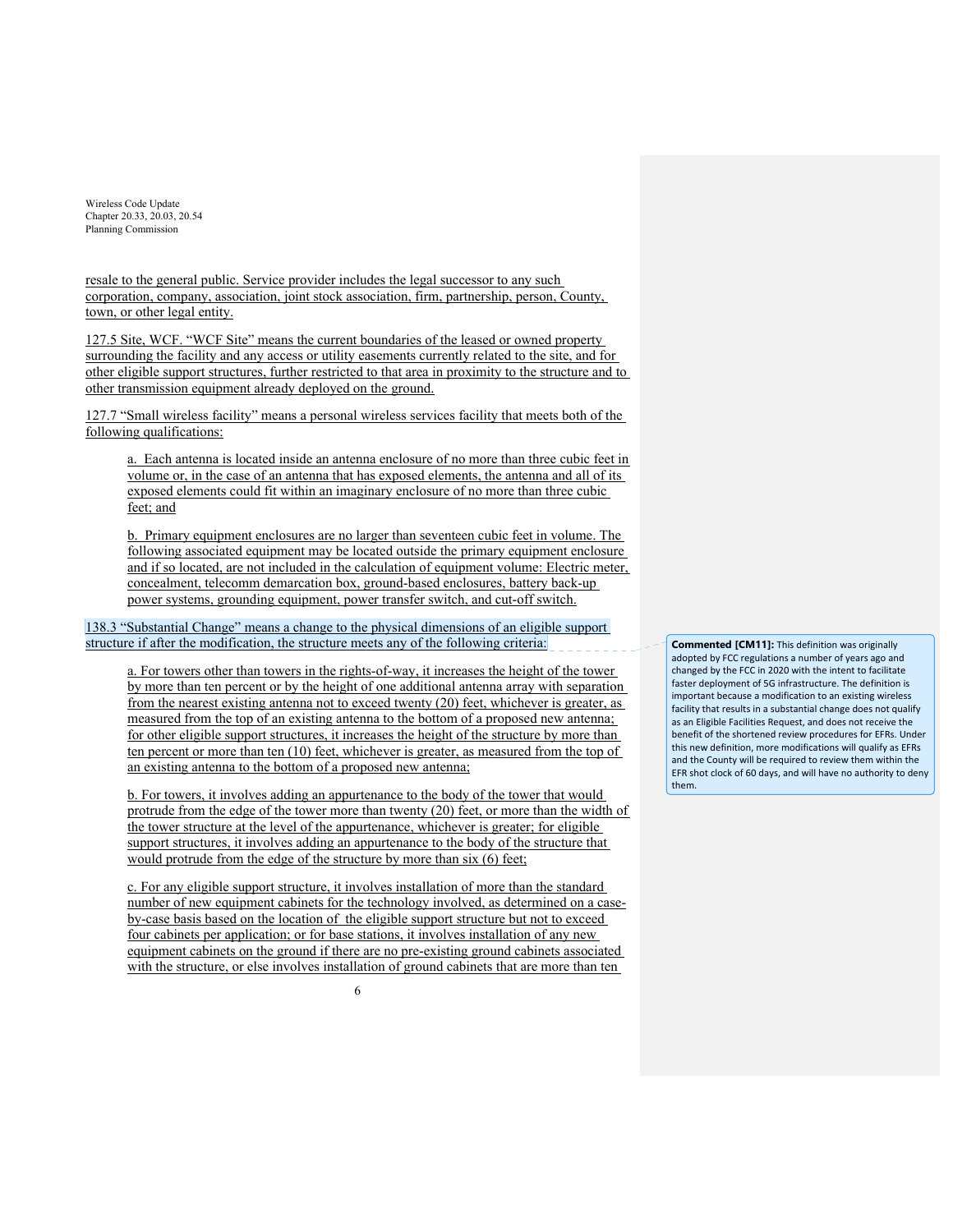resale to the general public. Service provider includes the legal successor to any such corporation, company, association, joint stock association, firm, partnership, person, County, town, or other legal entity.

127.5 Site, WCF. "WCF Site" means the current boundaries of the leased or owned property surrounding the facility and any access or utility easements currently related to the site, and for other eligible support structures, further restricted to that area in proximity to the structure and to other transmission equipment already deployed on the ground.

127.7 "Small wireless facility" means a personal wireless services facility that meets both of the following qualifications:

a. Each antenna is located inside an antenna enclosure of no more than three cubic feet in volume or, in the case of an antenna that has exposed elements, the antenna and all of its exposed elements could fit within an imaginary enclosure of no more than three cubic feet; and

b. Primary equipment enclosures are no larger than seventeen cubic feet in volume. The following associated equipment may be located outside the primary equipment enclosure and if so located, are not included in the calculation of equipment volume: Electric meter, concealment, telecomm demarcation box, ground-based enclosures, battery back-up power systems, grounding equipment, power transfer switch, and cut-off switch.

138.3 "Substantial Change" means a change to the physical dimensions of an eligible support structure if after the modification, the structure meets any of the following criteria:

a. For towers other than towers in the rights-of-way, it increases the height of the tower by more than ten percent or by the height of one additional antenna array with separation from the nearest existing antenna not to exceed twenty (20) feet, whichever is greater, as measured from the top of an existing antenna to the bottom of a proposed new antenna; for other eligible support structures, it increases the height of the structure by more than ten percent or more than ten (10) feet, whichever is greater, as measured from the top of an existing antenna to the bottom of a proposed new antenna;

b. For towers, it involves adding an appurtenance to the body of the tower that would protrude from the edge of the tower more than twenty (20) feet, or more than the width of the tower structure at the level of the appurtenance, whichever is greater; for eligible support structures, it involves adding an appurtenance to the body of the structure that would protrude from the edge of the structure by more than six (6) feet;

c. For any eligible support structure, it involves installation of more than the standard number of new equipment cabinets for the technology involved, as determined on a case-by-case basis based on the location of the eligible support structure but not to exceed four cabinets per application; or for base stations, it involves installation of any new equipment cabinets on the ground if there are no pre-existing ground cabinets associated with the structure, or else involves installation of ground cabinets that are more than ten

> **Commented [CM11]:** This definition was originally adopted by FCC regulations a number of years ago and changed by the FCC in 2020 with the intent to facilitate faster deployment of 5G infrastructure. The definition is important because a modification to an existing wireless facility that results in a substantial change does not qualify as an Eligible Facilities Request, and does not receive the benefit of the shortened review procedures for EFRs. Under this new definition, more modifications will qualify as EFRs and the County will be required to review them within the EFR shot clock of 60 days, and will have no authority to deny them.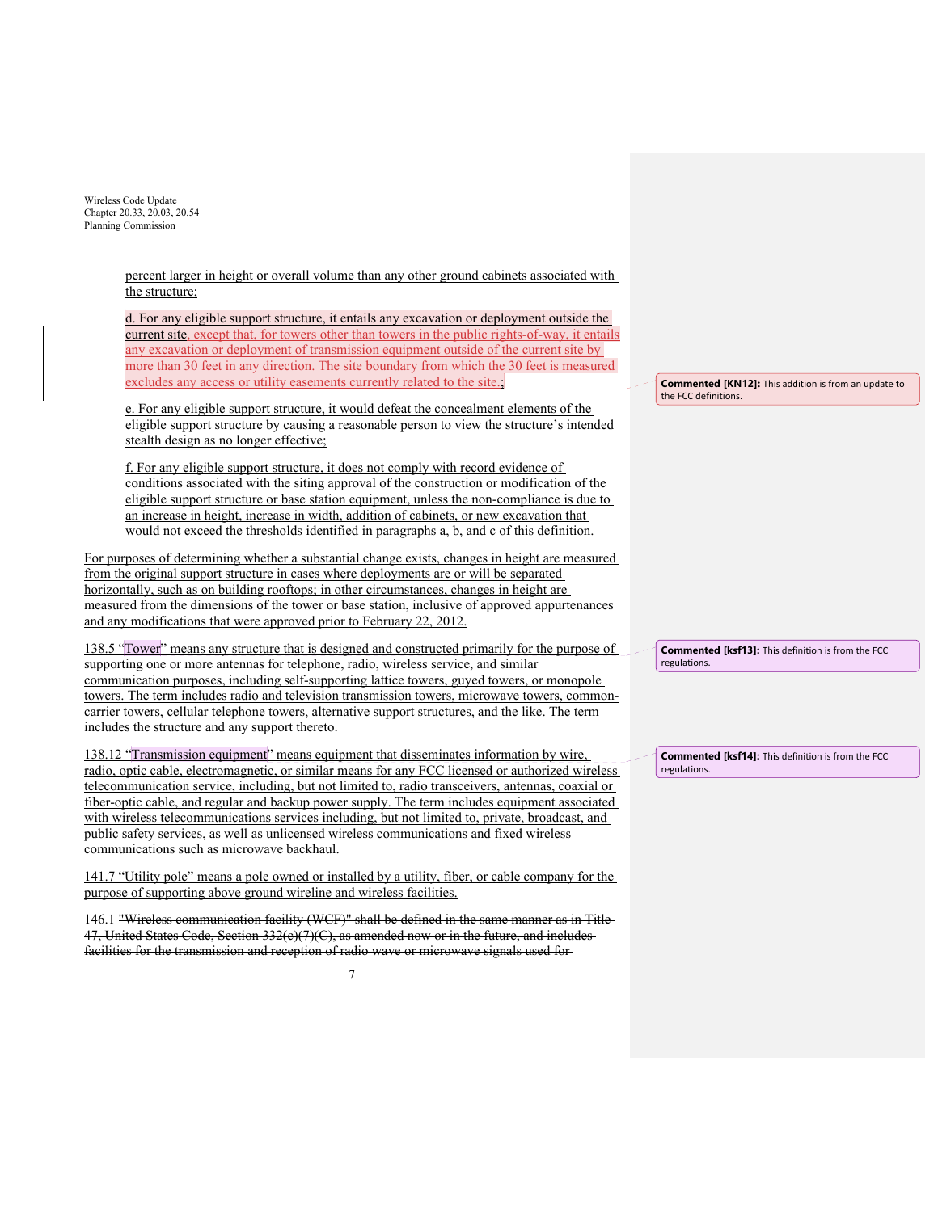percent larger in height or overall volume than any other ground cabinets associated with the structure;

d. For any eligible support structure, it entails any excavation or deployment outside the current site, except that, for towers other than towers in the public rights-of-way, it entails any excavation or deployment of transmission equipment outside of the current site by more than 30 feet in any direction. The site boundary from which the 30 feet is measured excludes any access or utility easements currently related to the site.;

e. For any eligible support structure, it would defeat the concealment elements of the eligible support structure by causing a reasonable person to view the structure's intended stealth design as no longer effective;

f. For any eligible support structure, it does not comply with record evidence of conditions associated with the siting approval of the construction or modification of the eligible support structure or base station equipment, unless the non-compliance is due to an increase in height, increase in width, addition of cabinets, or new excavation that would not exceed the thresholds identified in paragraphs a, b, and c of this definition.

For purposes of determining whether a substantial change exists, changes in height are measured from the original support structure in cases where deployments are or will be separated horizontally, such as on building rooftops; in other circumstances, changes in height are measured from the dimensions of the tower or base station, inclusive of approved appurtenances and any modifications that were approved prior to February 22, 2012.

138.5 "Tower" means any structure that is designed and constructed primarily for the purpose of supporting one or more antennas for telephone, radio, wireless service, and similar communication purposes, including self-supporting lattice towers, guyed towers, or monopole towers. The term includes radio and television transmission towers, microwave towers, common-carrier towers, cellular telephone towers, alternative support structures, and the like. The term includes the structure and any support thereto.

138.12 "Transmission equipment" means equipment that disseminates information by wire, radio, optic cable, electromagnetic, or similar means for any FCC licensed or authorized wireless telecommunication service, including, but not limited to, radio transceivers, antennas, coaxial or fiber-optic cable, and regular and backup power supply. The term includes equipment associated with wireless telecommunications services including, but not limited to, private, broadcast, and public safety services, as well as unlicensed wireless communications and fixed wireless communications such as microwave backhaul.

141.7 "Utility pole" means a pole owned or installed by a utility, fiber, or cable company for the purpose of supporting above ground wireline and wireless facilities.

146.1 ~~"Wireless communication facility (WCF)" shall be defined in the same manner as in Title 47, United States Code, Section 332(c)(7)(C), as amended now or in the future, and includes facilities for the transmission and reception of radio wave or microwave signals used for~~

**Commented [KN12]:** This addition is from an update to the FCC definitions.

**Commented [ksf13]:** This definition is from the FCC regulations.

**Commented [ksf14]:** This definition is from the FCC regulations.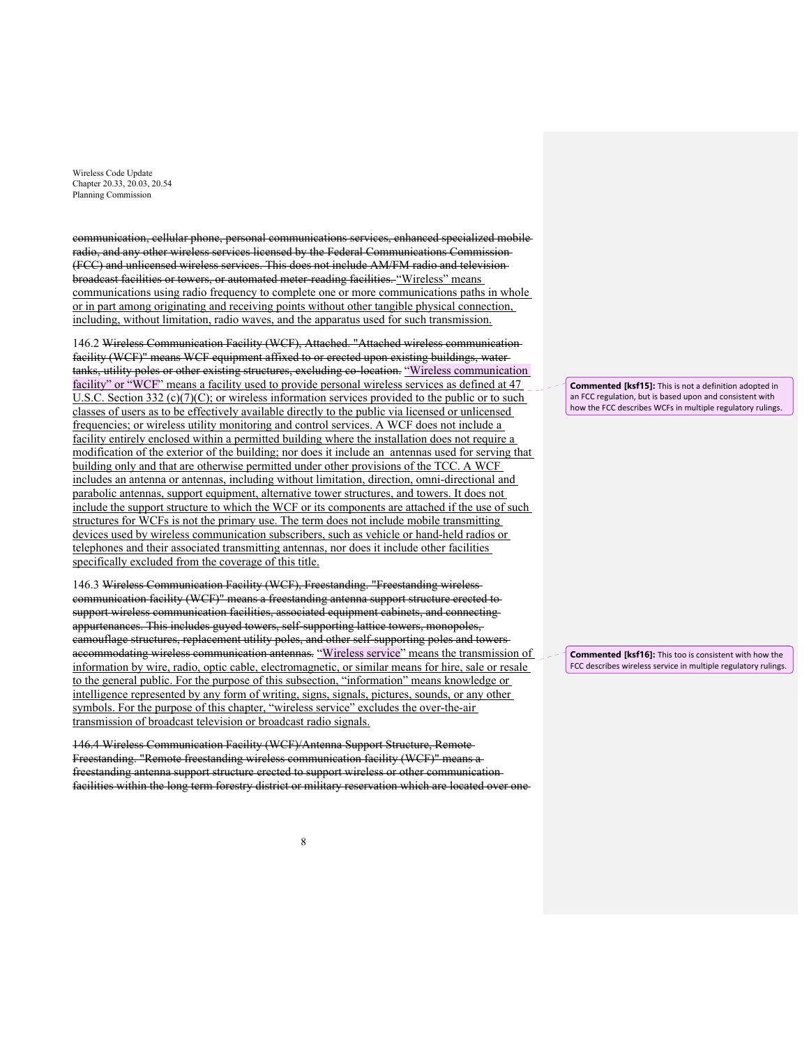~~communication, cellular phone, personal communications services, enhanced specialized mobile radio, and any other wireless services licensed by the Federal Communications Commission (FCC) and unlicensed wireless services. This does not include AM/FM radio and television broadcast facilities or towers, or automated meter-reading facilities.~~ <u>"Wireless" means communications using radio frequency to complete one or more communications paths in whole or in part among originating and receiving points without other tangible physical connection, including, without limitation, radio waves, and the apparatus used for such transmission.</u>

146.2 ~~Wireless Communication Facility (WCF), Attached. "Attached wireless communication facility (WCF)" means WCF equipment affixed to or erected upon existing buildings, water tanks, utility poles or other existing structures, excluding co-location.~~ <u>"Wireless communication facility" or "WCF" means a facility used to provide personal wireless services as defined at 47 U.S.C. Section 332 (c)(7)(C); or wireless information services provided to the public or to such classes of users as to be effectively available directly to the public via licensed or unlicensed frequencies; or wireless utility monitoring and control services. A WCF does not include a facility entirely enclosed within a permitted building where the installation does not require a modification of the exterior of the building; nor does it include an antennas used for serving that building only and that are otherwise permitted under other provisions of the TCC. A WCF includes an antenna or antennas, including without limitation, direction, omni-directional and parabolic antennas, support equipment, alternative tower structures, and towers. It does not include the support structure to which the WCF or its components are attached if the use of such structures for WCFs is not the primary use. The term does not include mobile transmitting devices used by wireless communication subscribers, such as vehicle or hand-held radios or telephones and their associated transmitting antennas, nor does it include other facilities specifically excluded from the coverage of this title.</u>

> **Commented [ksf15]:** This is not a definition adopted in an FCC regulation, but is based upon and consistent with how the FCC describes WCFs in multiple regulatory rulings.

146.3 ~~Wireless Communication Facility (WCF), Freestanding. "Freestanding wireless communication facility (WCF)" means a freestanding antenna support structure erected to support wireless communication facilities, associated equipment cabinets, and connecting appurtenances. This includes guyed towers, self-supporting lattice towers, monopoles, camouflage structures, replacement utility poles, and other self-supporting poles and towers accommodating wireless communication antennas.~~ <u>"Wireless service" means the transmission of information by wire, radio, optic cable, electromagnetic, or similar means for hire, sale or resale to the general public. For the purpose of this subsection, "information" means knowledge or intelligence represented by any form of writing, signs, signals, pictures, sounds, or any other symbols. For the purpose of this chapter, "wireless service" excludes the over-the-air transmission of broadcast television or broadcast radio signals.</u>

> **Commented [ksf16]:** This too is consistent with how the FCC describes wireless service in multiple regulatory rulings.

~~146.4 Wireless Communication Facility (WCF)/Antenna Support Structure, Remote Freestanding. "Remote freestanding wireless communication facility (WCF)" means a freestanding antenna support structure erected to support wireless or other communication facilities within the long term forestry district or military reservation which are located over one~~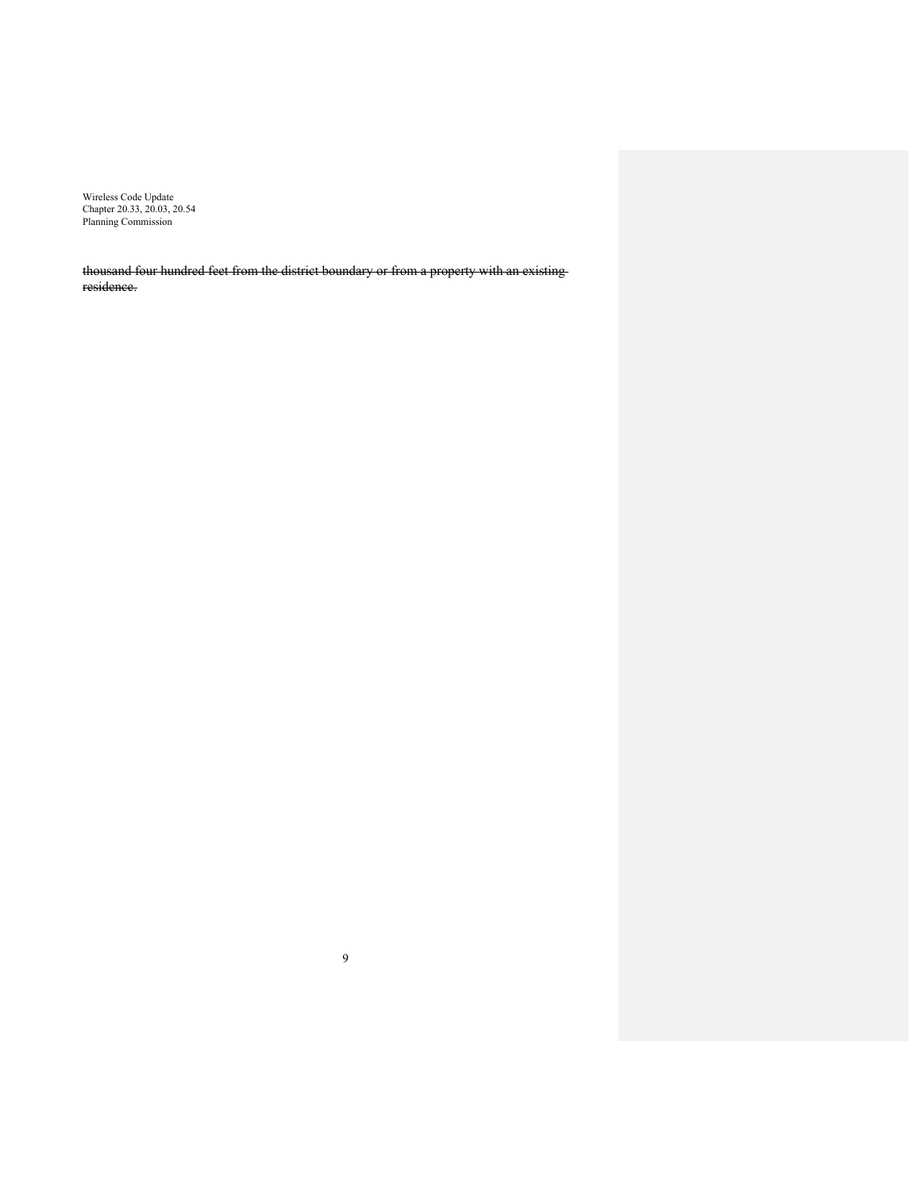~~thousand four hundred feet from the district boundary or from a property with an existing residence.~~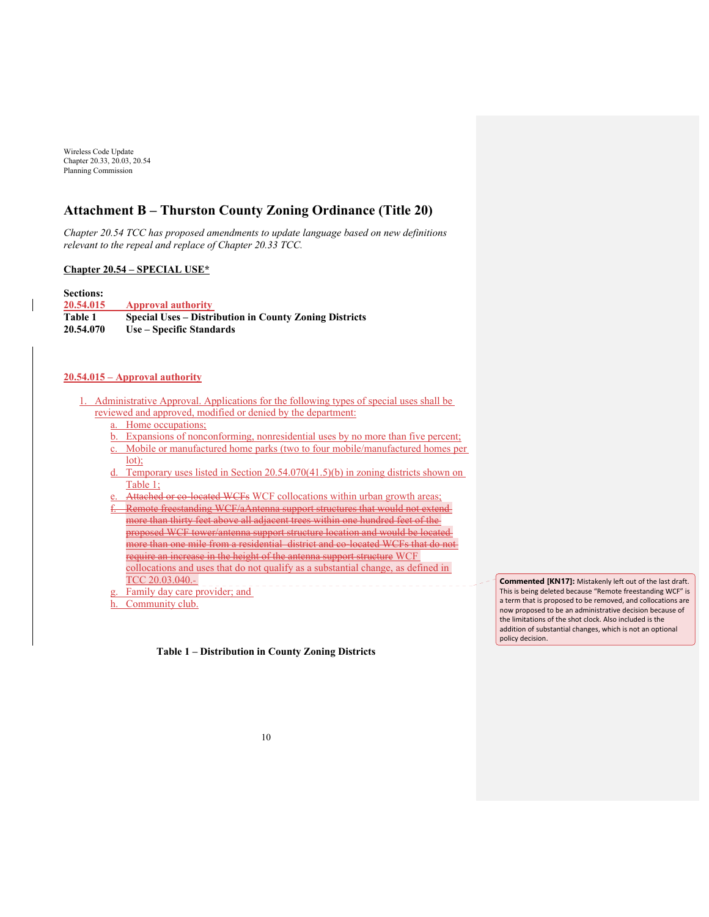Wireless Code Update
Chapter 20.33, 20.03, 20.54
Planning Commission

# Attachment B – Thurston County Zoning Ordinance (Title 20)

*Chapter 20.54 TCC has proposed amendments to update language based on new definitions relevant to the repeal and replace of Chapter 20.33 TCC.*

**Chapter 20.54 – SPECIAL USE***

**Sections:**

| | |
|---|---|
| **20.54.015** | **Approval authority** |
| **Table 1** | **Special Uses – Distribution in County Zoning Districts** |
| **20.54.070** | **Use – Specific Standards** |

**20.54.015 – Approval authority**

1. Administrative Approval. Applications for the following types of special uses shall be reviewed and approved, modified or denied by the department:
   a. Home occupations;
   b. Expansions of nonconforming, nonresidential uses by no more than five percent;
   c. Mobile or manufactured home parks (two to four mobile/manufactured homes per lot);
   d. Temporary uses listed in Section 20.54.070(41.5)(b) in zoning districts shown on Table 1;
   e. ~~Attached or co-located WCFs~~ WCF collocations within urban growth areas;
   f. ~~Remote freestanding WCF/aAntenna support structures that would not extend more than thirty feet above all adjacent trees within one hundred feet of the proposed WCF tower/antenna support structure location and would be located more than one mile from a residential district and co-located WCFs that do not require an increase in the height of the antenna support structure~~ WCF collocations and uses that do not qualify as a substantial change, as defined in TCC 20.03.040.-
   g. Family day care provider; and
   h. Community club.

> **Commented [KN17]:** Mistakenly left out of the last draft. This is being deleted because "Remote freestanding WCF" is a term that is proposed to be removed, and collocations are now proposed to be an administrative decision because of the limitations of the shot clock. Also included is the addition of substantial changes, which is not an optional policy decision.

**Table 1 – Distribution in County Zoning Districts**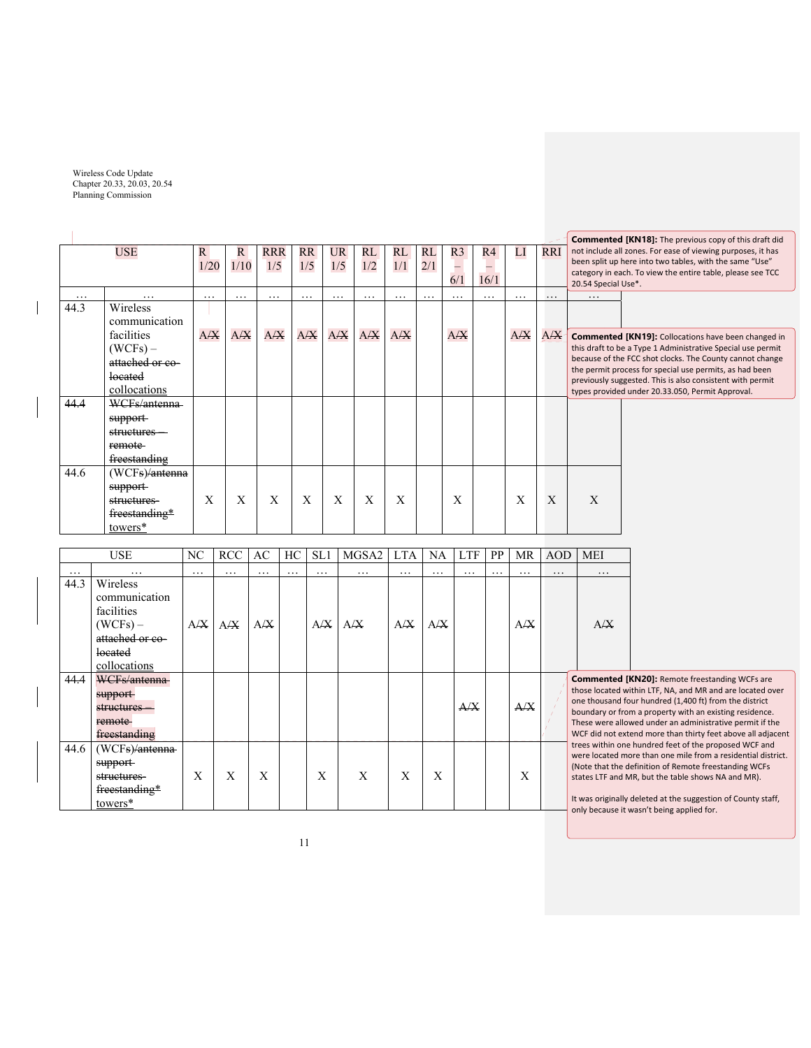| USE | | R 1/20 | R 1/10 | RRR 1/5 | RR 1/5 | UR 1/5 | RL 1/2 | RL 1/1 | RL 2/1 | R3 – 6/1 | R4 – 16/1 | LI | RRI |
|---|---|---|---|---|---|---|---|---|---|---|---|---|---|
| … | … | … | … | … | … | … | … | … | … | … | … | … | … |
| 44.3 | Wireless communication facilities (WCFs) – ~~attached or co-located~~ collocations | A/~~X~~ | A/~~X~~ | A/~~X~~ | A/~~X~~ | A/~~X~~ | A/~~X~~ | A/~~X~~ | | A/~~X~~ | | A/~~X~~ | A/~~X~~ |
| ~~44.4~~ | ~~WCFs/antenna support structures – remote freestanding~~ | | | | | | | | | | | | |
| 44.6 | (WCF~~s~~)~~/antenna support structures freestanding*~~ towers* | X | X | X | X | X | X | X | | X | | X | X |

| USE | | NC | RCC | AC | HC | SL1 | MGSA2 | LTA | NA | LTF | PP | MR | AOD | MEI |
|---|---|---|---|---|---|---|---|---|---|---|---|---|---|---|
| … | … | … | … | … | … | … | … | … | … | … | … | … | … | … |
| 44.3 | Wireless communication facilities (WCFs) – ~~attached or co-located~~ collocations | A/~~X~~ | A/~~X~~ | A/~~X~~ | | A/~~X~~ | A/~~X~~ | A/~~X~~ | A/~~X~~ | | | A/~~X~~ | | A/~~X~~ |
| ~~44.4~~ | ~~WCFs/antenna support structures – remote freestanding~~ | | | | | | | | | ~~A/X~~ | | ~~A/X~~ | | |
| 44.6 | (WCF~~s~~)~~/antenna support structures freestanding*~~ towers* | X | X | X | | X | X | X | X | | | X | | |

**Commented [KN18]:** The previous copy of this draft did not include all zones. For ease of viewing purposes, it has been split up here into two tables, with the same "Use" category in each. To view the entire table, please see TCC 20.54 Special Use*.

**Commented [KN19]:** Collocations have been changed in this draft to be a Type 1 Administrative Special use permit because of the FCC shot clocks. The County cannot change the permit process for special use permits, as had been previously suggested. This is also consistent with permit types provided under 20.33.050, Permit Approval.

**Commented [KN20]:** Remote freestanding WCFs are those located within LTF, NA, and MR and are located over one thousand four hundred (1,400 ft) from the district boundary or from a property with an existing residence. These were allowed under an administrative permit if the WCF did not extend more than thirty feet above all adjacent trees within one hundred feet of the proposed WCF and were located more than one mile from a residential district. (Note that the definition of Remote freestanding WCFs states LTF and MR, but the table shows NA and MR).

It was originally deleted at the suggestion of County staff, only because it wasn't being applied for.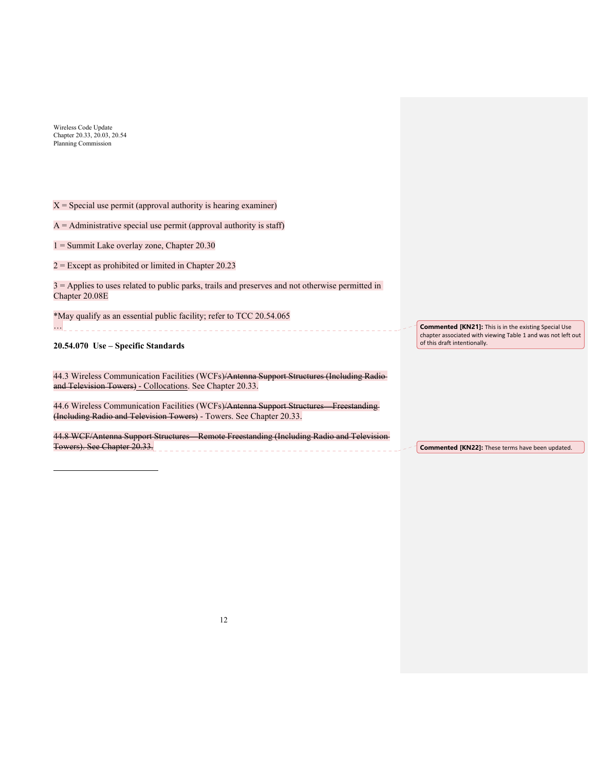X = Special use permit (approval authority is hearing examiner)

A = Administrative special use permit (approval authority is staff)

1 = Summit Lake overlay zone, Chapter 20.30

2 = Except as prohibited or limited in Chapter 20.23

3 = Applies to uses related to public parks, trails and preserves and not otherwise permitted in Chapter 20.08E

*May qualify as an essential public facility; refer to TCC 20.54.065

…

**Commented [KN21]:** This is in the existing Special Use chapter associated with viewing Table 1 and was not left out of this draft intentionally.

**20.54.070 Use – Specific Standards**

44.3 Wireless Communication Facilities (WCFs)~~/Antenna Support Structures (Including Radio and Television Towers)~~ - Collocations. See Chapter 20.33.

44.6 Wireless Communication Facilities (WCFs)~~/Antenna Support Structures—Freestanding (Including Radio and Television Towers)~~ - Towers. See Chapter 20.33.

~~44.8 WCF/Antenna Support Structures—Remote Freestanding (Including Radio and Television Towers). See Chapter 20.33.~~

**Commented [KN22]:** These terms have been updated.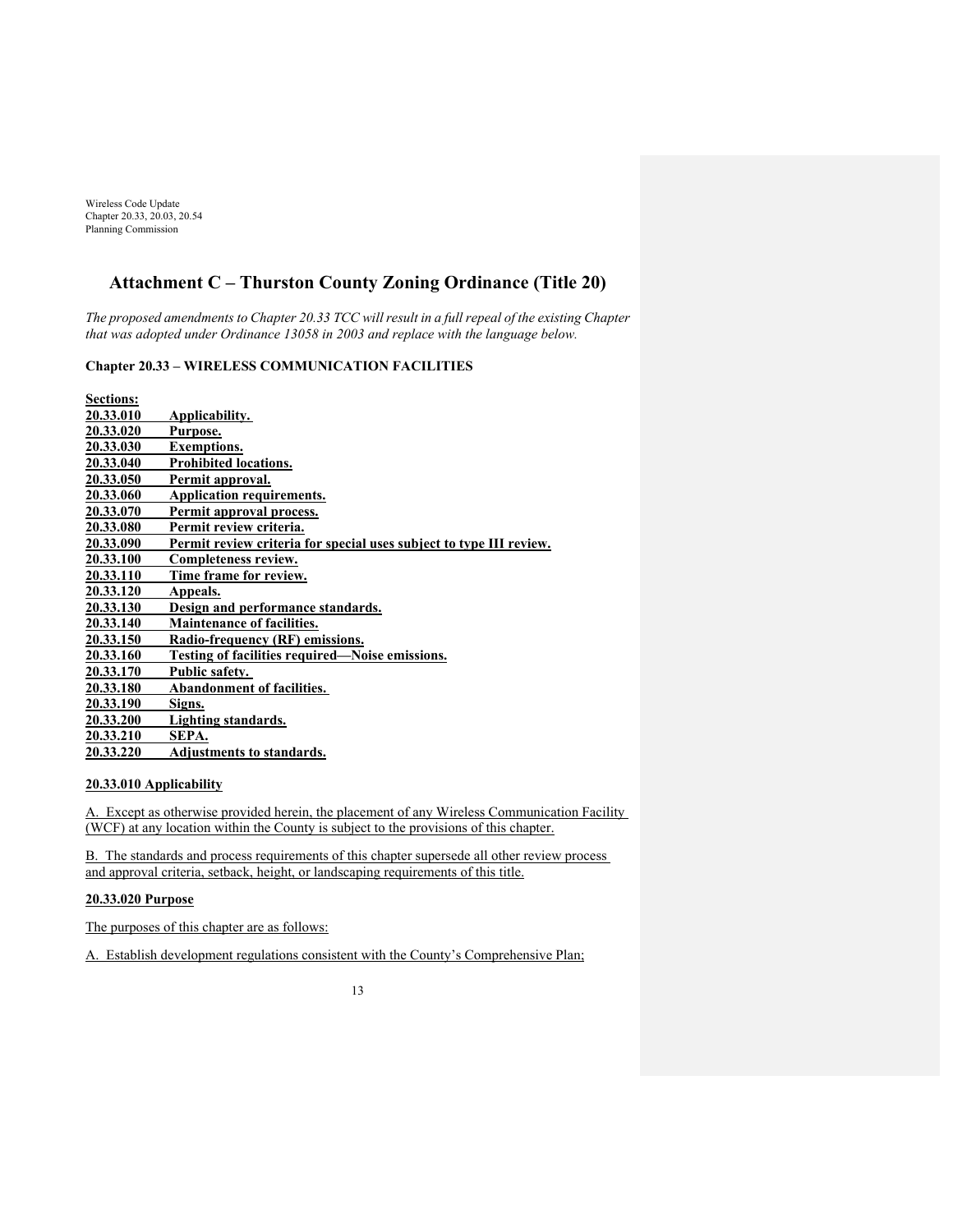## Attachment C – Thurston County Zoning Ordinance (Title 20)

*The proposed amendments to Chapter 20.33 TCC will result in a full repeal of the existing Chapter that was adopted under Ordinance 13058 in 2003 and replace with the language below.*

### Chapter 20.33 – WIRELESS COMMUNICATION FACILITIES

| Sections: | |
|---|---|
| 20.33.010 | Applicability. |
| 20.33.020 | Purpose. |
| 20.33.030 | Exemptions. |
| 20.33.040 | Prohibited locations. |
| 20.33.050 | Permit approval. |
| 20.33.060 | Application requirements. |
| 20.33.070 | Permit approval process. |
| 20.33.080 | Permit review criteria. |
| 20.33.090 | Permit review criteria for special uses subject to type III review. |
| 20.33.100 | Completeness review. |
| 20.33.110 | Time frame for review. |
| 20.33.120 | Appeals. |
| 20.33.130 | Design and performance standards. |
| 20.33.140 | Maintenance of facilities. |
| 20.33.150 | Radio-frequency (RF) emissions. |
| 20.33.160 | Testing of facilities required—Noise emissions. |
| 20.33.170 | Public safety. |
| 20.33.180 | Abandonment of facilities. |
| 20.33.190 | Signs. |
| 20.33.200 | Lighting standards. |
| 20.33.210 | SEPA. |
| 20.33.220 | Adjustments to standards. |

#### 20.33.010 Applicability

A. Except as otherwise provided herein, the placement of any Wireless Communication Facility (WCF) at any location within the County is subject to the provisions of this chapter.

B. The standards and process requirements of this chapter supersede all other review process and approval criteria, setback, height, or landscaping requirements of this title.

#### 20.33.020 Purpose

The purposes of this chapter are as follows:

A. Establish development regulations consistent with the County's Comprehensive Plan;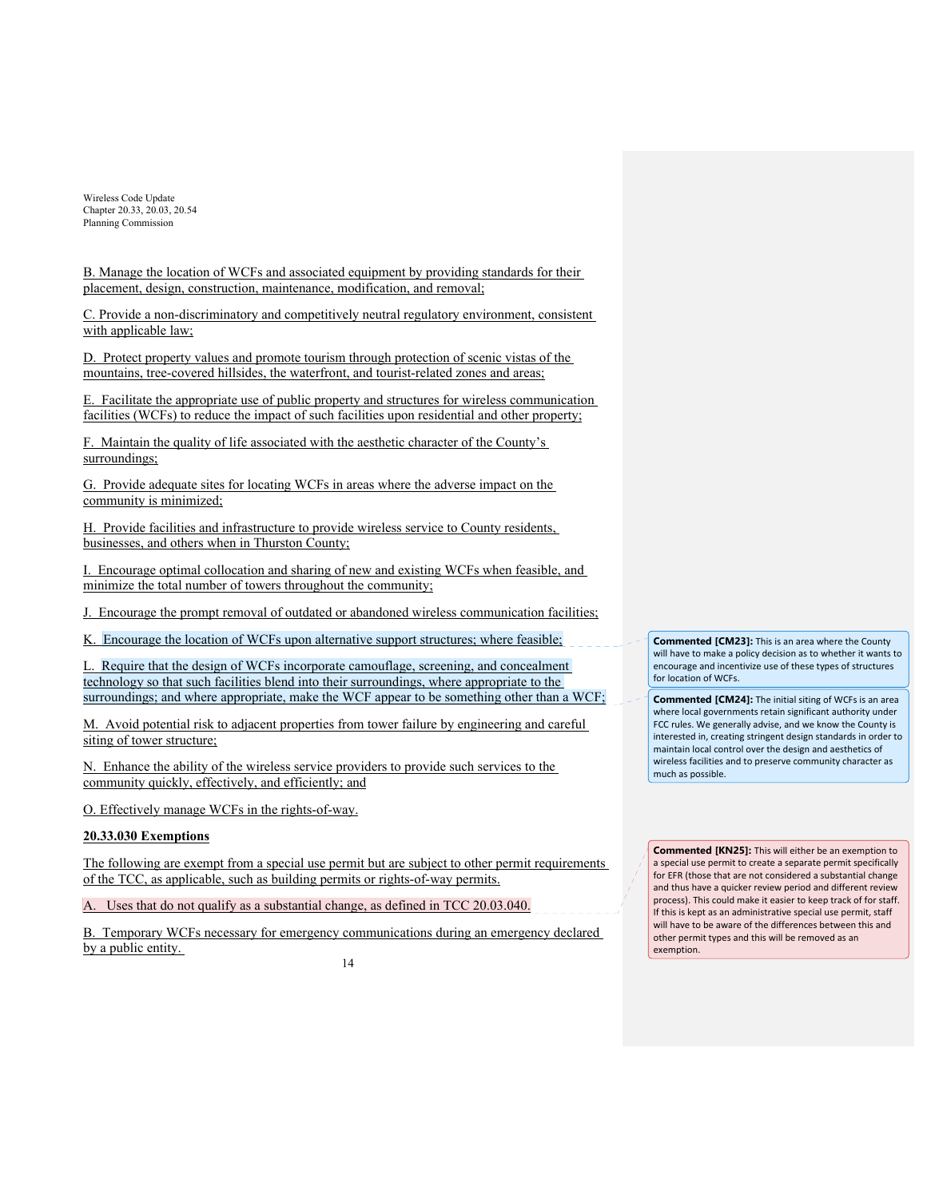B. Manage the location of WCFs and associated equipment by providing standards for their placement, design, construction, maintenance, modification, and removal;

C. Provide a non-discriminatory and competitively neutral regulatory environment, consistent with applicable law;

D. Protect property values and promote tourism through protection of scenic vistas of the mountains, tree-covered hillsides, the waterfront, and tourist-related zones and areas;

E. Facilitate the appropriate use of public property and structures for wireless communication facilities (WCFs) to reduce the impact of such facilities upon residential and other property;

F. Maintain the quality of life associated with the aesthetic character of the County's surroundings;

G. Provide adequate sites for locating WCFs in areas where the adverse impact on the community is minimized;

H. Provide facilities and infrastructure to provide wireless service to County residents, businesses, and others when in Thurston County;

I. Encourage optimal collocation and sharing of new and existing WCFs when feasible, and minimize the total number of towers throughout the community;

J. Encourage the prompt removal of outdated or abandoned wireless communication facilities;

K. Encourage the location of WCFs upon alternative support structures; where feasible;

L. Require that the design of WCFs incorporate camouflage, screening, and concealment technology so that such facilities blend into their surroundings, where appropriate to the surroundings; and where appropriate, make the WCF appear to be something other than a WCF;

M. Avoid potential risk to adjacent properties from tower failure by engineering and careful siting of tower structure;

N. Enhance the ability of the wireless service providers to provide such services to the community quickly, effectively, and efficiently; and

O. Effectively manage WCFs in the rights-of-way.

**20.33.030 Exemptions**

The following are exempt from a special use permit but are subject to other permit requirements of the TCC, as applicable, such as building permits or rights-of-way permits.

A. Uses that do not qualify as a substantial change, as defined in TCC 20.03.040.

B. Temporary WCFs necessary for emergency communications during an emergency declared by a public entity.

**Commented [CM23]:** This is an area where the County will have to make a policy decision as to whether it wants to encourage and incentivize use of these types of structures for location of WCFs.

**Commented [CM24]:** The initial siting of WCFs is an area where local governments retain significant authority under FCC rules. We generally advise, and we know the County is interested in, creating stringent design standards in order to maintain local control over the design and aesthetics of wireless facilities and to preserve community character as much as possible.

**Commented [KN25]:** This will either be an exemption to a special use permit to create a separate permit specifically for EFR (those that are not considered a substantial change and thus have a quicker review period and different review process). This could make it easier to keep track of for staff. If this is kept as an administrative special use permit, staff will have to be aware of the differences between this and other permit types and this will be removed as an exemption.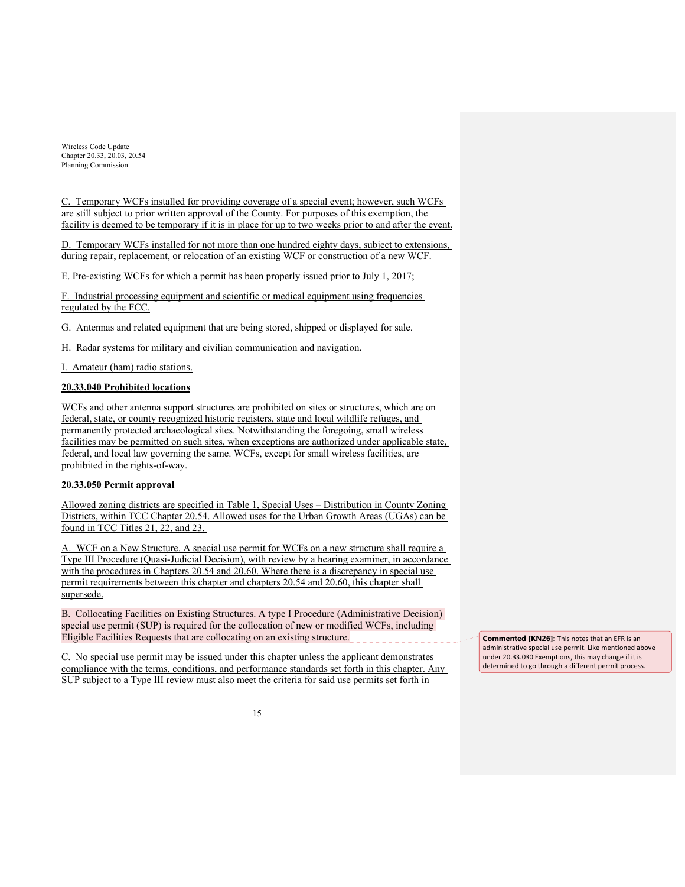C. Temporary WCFs installed for providing coverage of a special event; however, such WCFs are still subject to prior written approval of the County. For purposes of this exemption, the facility is deemed to be temporary if it is in place for up to two weeks prior to and after the event.

D. Temporary WCFs installed for not more than one hundred eighty days, subject to extensions, during repair, replacement, or relocation of an existing WCF or construction of a new WCF.

E. Pre-existing WCFs for which a permit has been properly issued prior to July 1, 2017;

F. Industrial processing equipment and scientific or medical equipment using frequencies regulated by the FCC.

G. Antennas and related equipment that are being stored, shipped or displayed for sale.

H. Radar systems for military and civilian communication and navigation.

I. Amateur (ham) radio stations.

**20.33.040 Prohibited locations**

WCFs and other antenna support structures are prohibited on sites or structures, which are on federal, state, or county recognized historic registers, state and local wildlife refuges, and permanently protected archaeological sites. Notwithstanding the foregoing, small wireless facilities may be permitted on such sites, when exceptions are authorized under applicable state, federal, and local law governing the same. WCFs, except for small wireless facilities, are prohibited in the rights-of-way.

**20.33.050 Permit approval**

Allowed zoning districts are specified in Table 1, Special Uses – Distribution in County Zoning Districts, within TCC Chapter 20.54. Allowed uses for the Urban Growth Areas (UGAs) can be found in TCC Titles 21, 22, and 23.

A. WCF on a New Structure. A special use permit for WCFs on a new structure shall require a Type III Procedure (Quasi-Judicial Decision), with review by a hearing examiner, in accordance with the procedures in Chapters 20.54 and 20.60. Where there is a discrepancy in special use permit requirements between this chapter and chapters 20.54 and 20.60, this chapter shall supersede.

B. Collocating Facilities on Existing Structures. A type I Procedure (Administrative Decision) special use permit (SUP) is required for the collocation of new or modified WCFs, including Eligible Facilities Requests that are collocating on an existing structure.

> **Commented [KN26]:** This notes that an EFR is an administrative special use permit. Like mentioned above under 20.33.030 Exemptions, this may change if it is determined to go through a different permit process.

C. No special use permit may be issued under this chapter unless the applicant demonstrates compliance with the terms, conditions, and performance standards set forth in this chapter. Any SUP subject to a Type III review must also meet the criteria for said use permits set forth in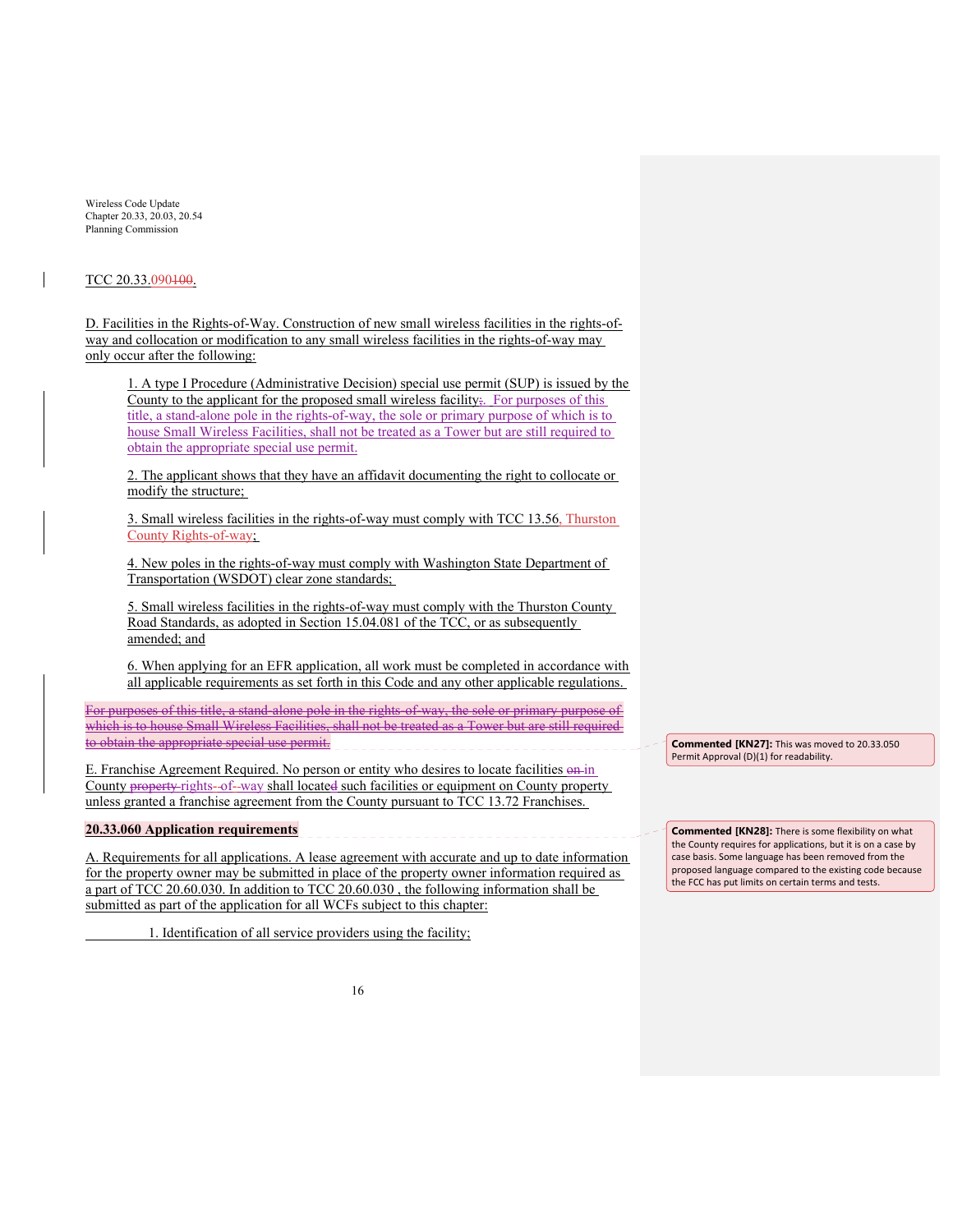TCC 20.33.090100.

D. Facilities in the Rights-of-Way. Construction of new small wireless facilities in the rights-of-way and collocation or modification to any small wireless facilities in the rights-of-way may only occur after the following:

1. A type I Procedure (Administrative Decision) special use permit (SUP) is issued by the County to the applicant for the proposed small wireless facility;. For purposes of this title, a stand-alone pole in the rights-of-way, the sole or primary purpose of which is to house Small Wireless Facilities, shall not be treated as a Tower but are still required to obtain the appropriate special use permit.

2. The applicant shows that they have an affidavit documenting the right to collocate or modify the structure;

3. Small wireless facilities in the rights-of-way must comply with TCC 13.56, Thurston County Rights-of-way;

4. New poles in the rights-of-way must comply with Washington State Department of Transportation (WSDOT) clear zone standards;

5. Small wireless facilities in the rights-of-way must comply with the Thurston County Road Standards, as adopted in Section 15.04.081 of the TCC, or as subsequently amended; and

6. When applying for an EFR application, all work must be completed in accordance with all applicable requirements as set forth in this Code and any other applicable regulations.

~~For purposes of this title, a stand-alone pole in the rights-of-way, the sole or primary purpose of which is to house Small Wireless Facilities, shall not be treated as a Tower but are still required to obtain the appropriate special use permit.~~

> **Commented [KN27]:** This was moved to 20.33.050 Permit Approval (D)(1) for readability.

E. Franchise Agreement Required. No person or entity who desires to locate facilities ~~on~~ in County ~~property~~ rights-of-way shall locate~~d~~ such facilities or equipment on County property unless granted a franchise agreement from the County pursuant to TCC 13.72 Franchises.

**20.33.060 Application requirements**

> **Commented [KN28]:** There is some flexibility on what the County requires for applications, but it is on a case by case basis. Some language has been removed from the proposed language compared to the existing code because the FCC has put limits on certain terms and tests.

A. Requirements for all applications. A lease agreement with accurate and up to date information for the property owner may be submitted in place of the property owner information required as a part of TCC 20.60.030. In addition to TCC 20.60.030 , the following information shall be submitted as part of the application for all WCFs subject to this chapter:

1. Identification of all service providers using the facility;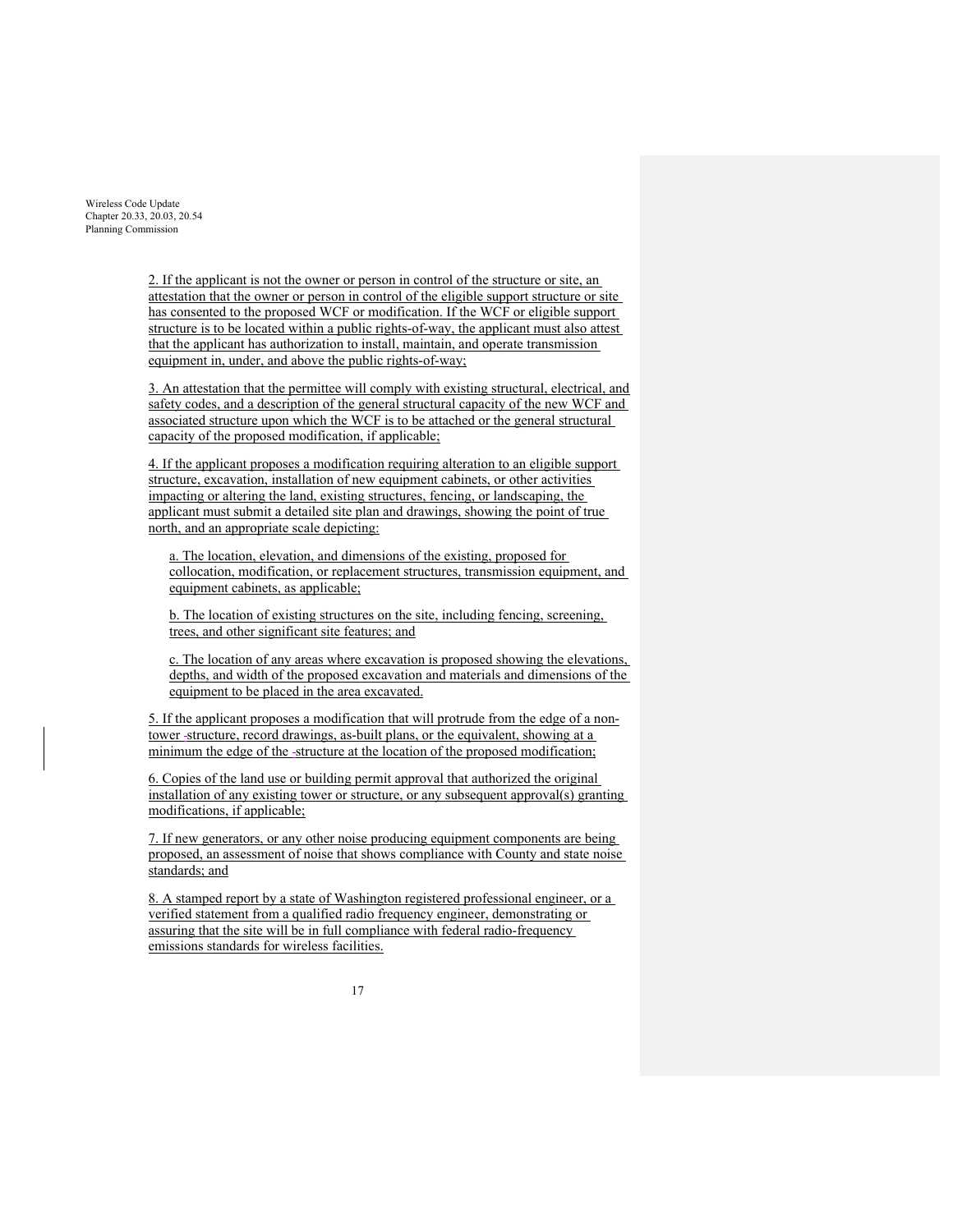2. If the applicant is not the owner or person in control of the structure or site, an attestation that the owner or person in control of the eligible support structure or site has consented to the proposed WCF or modification. If the WCF or eligible support structure is to be located within a public rights-of-way, the applicant must also attest that the applicant has authorization to install, maintain, and operate transmission equipment in, under, and above the public rights-of-way;

3. An attestation that the permittee will comply with existing structural, electrical, and safety codes, and a description of the general structural capacity of the new WCF and associated structure upon which the WCF is to be attached or the general structural capacity of the proposed modification, if applicable;

4. If the applicant proposes a modification requiring alteration to an eligible support structure, excavation, installation of new equipment cabinets, or other activities impacting or altering the land, existing structures, fencing, or landscaping, the applicant must submit a detailed site plan and drawings, showing the point of true north, and an appropriate scale depicting:

   a. The location, elevation, and dimensions of the existing, proposed for collocation, modification, or replacement structures, transmission equipment, and equipment cabinets, as applicable;

   b. The location of existing structures on the site, including fencing, screening, trees, and other significant site features; and

   c. The location of any areas where excavation is proposed showing the elevations, depths, and width of the proposed excavation and materials and dimensions of the equipment to be placed in the area excavated.

5. If the applicant proposes a modification that will protrude from the edge of a non-tower structure, record drawings, as-built plans, or the equivalent, showing at a minimum the edge of the structure at the location of the proposed modification;

6. Copies of the land use or building permit approval that authorized the original installation of any existing tower or structure, or any subsequent approval(s) granting modifications, if applicable;

7. If new generators, or any other noise producing equipment components are being proposed, an assessment of noise that shows compliance with County and state noise standards; and

8. A stamped report by a state of Washington registered professional engineer, or a verified statement from a qualified radio frequency engineer, demonstrating or assuring that the site will be in full compliance with federal radio-frequency emissions standards for wireless facilities.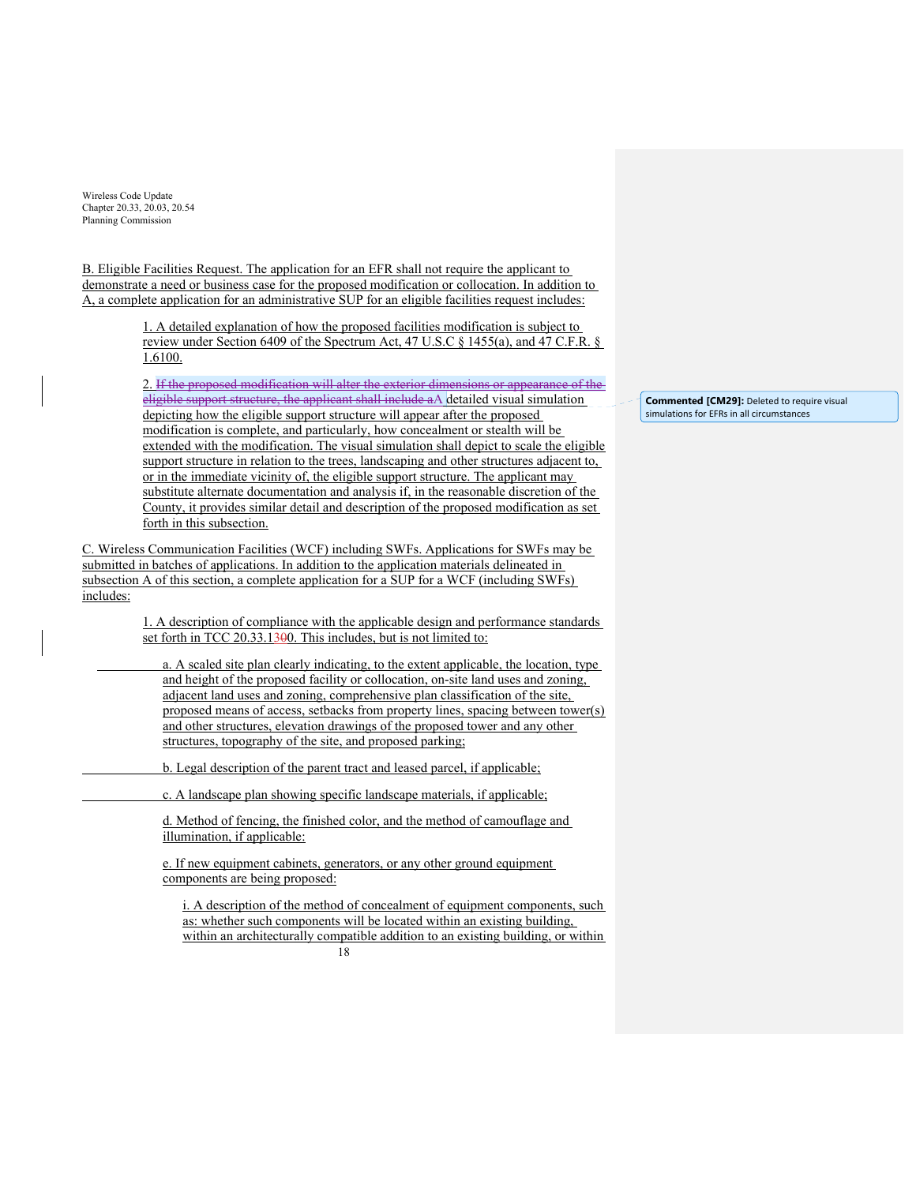B. Eligible Facilities Request. The application for an EFR shall not require the applicant to demonstrate a need or business case for the proposed modification or collocation. In addition to A, a complete application for an administrative SUP for an eligible facilities request includes:

1. A detailed explanation of how the proposed facilities modification is subject to review under Section 6409 of the Spectrum Act, 47 U.S.C § 1455(a), and 47 C.F.R. § 1.6100.

2. ~~If the proposed modification will alter the exterior dimensions or appearance of the eligible support structure, the applicant shall include a~~A detailed visual simulation depicting how the eligible support structure will appear after the proposed modification is complete, and particularly, how concealment or stealth will be extended with the modification. The visual simulation shall depict to scale the eligible support structure in relation to the trees, landscaping and other structures adjacent to, or in the immediate vicinity of, the eligible support structure. The applicant may substitute alternate documentation and analysis if, in the reasonable discretion of the County, it provides similar detail and description of the proposed modification as set forth in this subsection.

> **Commented [CM29]:** Deleted to require visual simulations for EFRs in all circumstances

C. Wireless Communication Facilities (WCF) including SWFs. Applications for SWFs may be submitted in batches of applications. In addition to the application materials delineated in subsection A of this section, a complete application for a SUP for a WCF (including SWFs) includes:

1. A description of compliance with the applicable design and performance standards set forth in TCC 20.33.1~~30~~0. This includes, but is not limited to:

a. A scaled site plan clearly indicating, to the extent applicable, the location, type and height of the proposed facility or collocation, on-site land uses and zoning, adjacent land uses and zoning, comprehensive plan classification of the site, proposed means of access, setbacks from property lines, spacing between tower(s) and other structures, elevation drawings of the proposed tower and any other structures, topography of the site, and proposed parking;

b. Legal description of the parent tract and leased parcel, if applicable;

c. A landscape plan showing specific landscape materials, if applicable;

d. Method of fencing, the finished color, and the method of camouflage and illumination, if applicable:

e. If new equipment cabinets, generators, or any other ground equipment components are being proposed:

i. A description of the method of concealment of equipment components, such as: whether such components will be located within an existing building, within an architecturally compatible addition to an existing building, or within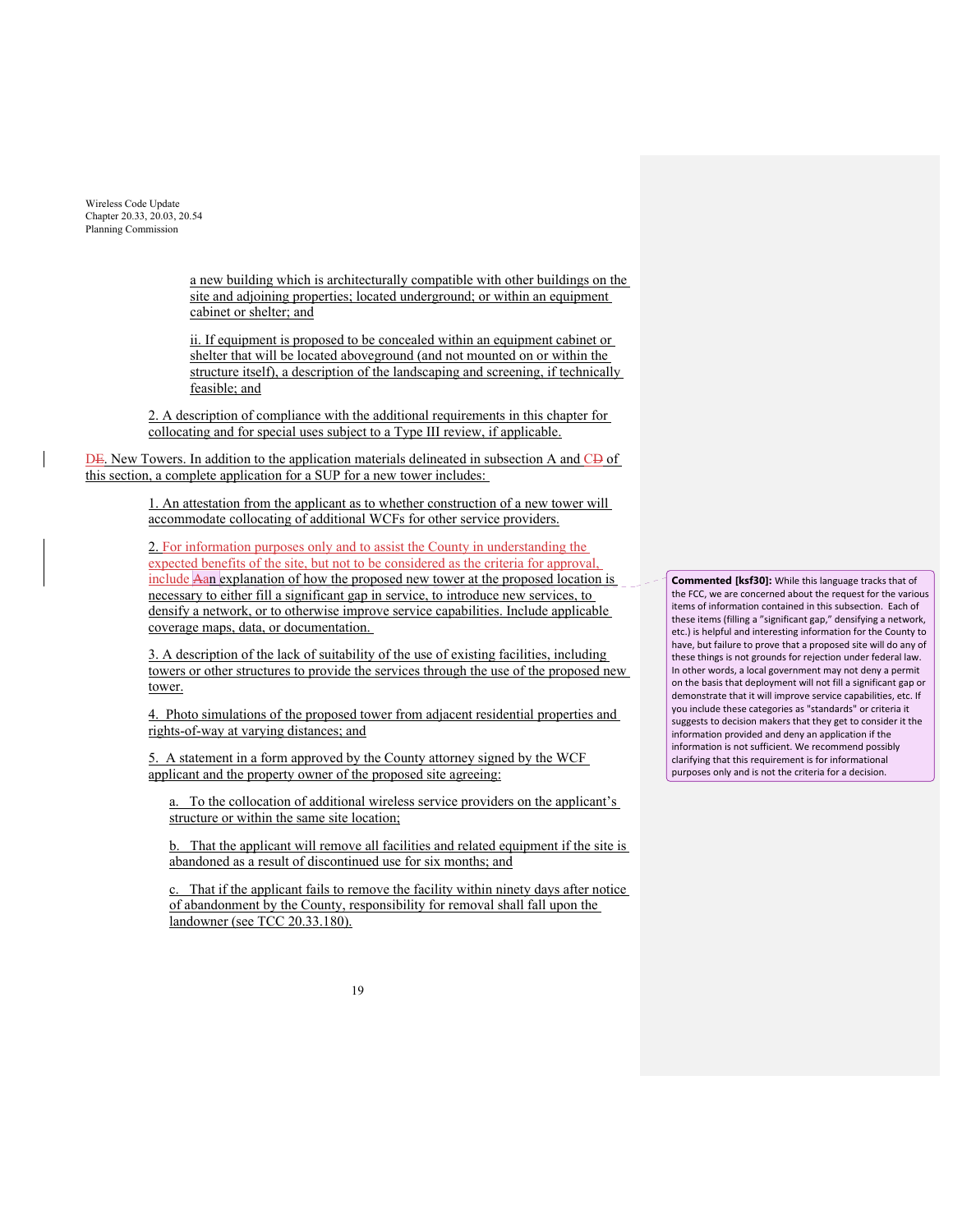a new building which is architecturally compatible with other buildings on the site and adjoining properties; located underground; or within an equipment cabinet or shelter; and

ii. If equipment is proposed to be concealed within an equipment cabinet or shelter that will be located aboveground (and not mounted on or within the structure itself), a description of the landscaping and screening, if technically feasible; and

2. A description of compliance with the additional requirements in this chapter for collocating and for special uses subject to a Type III review, if applicable.

~~E~~D. New Towers. In addition to the application materials delineated in subsection A and ~~D~~C of this section, a complete application for a SUP for a new tower includes:

1. An attestation from the applicant as to whether construction of a new tower will accommodate collocating of additional WCFs for other service providers.

2. For information purposes only and to assist the County in understanding the expected benefits of the site, but not to be considered as the criteria for approval, include ~~A~~an explanation of how the proposed new tower at the proposed location is necessary to either fill a significant gap in service, to introduce new services, to densify a network, or to otherwise improve service capabilities. Include applicable coverage maps, data, or documentation.

3. A description of the lack of suitability of the use of existing facilities, including towers or other structures to provide the services through the use of the proposed new tower.

4. Photo simulations of the proposed tower from adjacent residential properties and rights-of-way at varying distances; and

5. A statement in a form approved by the County attorney signed by the WCF applicant and the property owner of the proposed site agreeing:

a. To the collocation of additional wireless service providers on the applicant's structure or within the same site location;

b. That the applicant will remove all facilities and related equipment if the site is abandoned as a result of discontinued use for six months; and

c. That if the applicant fails to remove the facility within ninety days after notice of abandonment by the County, responsibility for removal shall fall upon the landowner (see TCC 20.33.180).

**Commented [ksf30]:** While this language tracks that of the FCC, we are concerned about the request for the various items of information contained in this subsection. Each of these items (filling a "significant gap," densifying a network, etc.) is helpful and interesting information for the County to have, but failure to prove that a proposed site will do any of these things is not grounds for rejection under federal law. In other words, a local government may not deny a permit on the basis that deployment will not fill a significant gap or demonstrate that it will improve service capabilities, etc. If you include these categories as "standards" or criteria it suggests to decision makers that they get to consider it the information provided and deny an application if the information is not sufficient. We recommend possibly clarifying that this requirement is for informational purposes only and is not the criteria for a decision.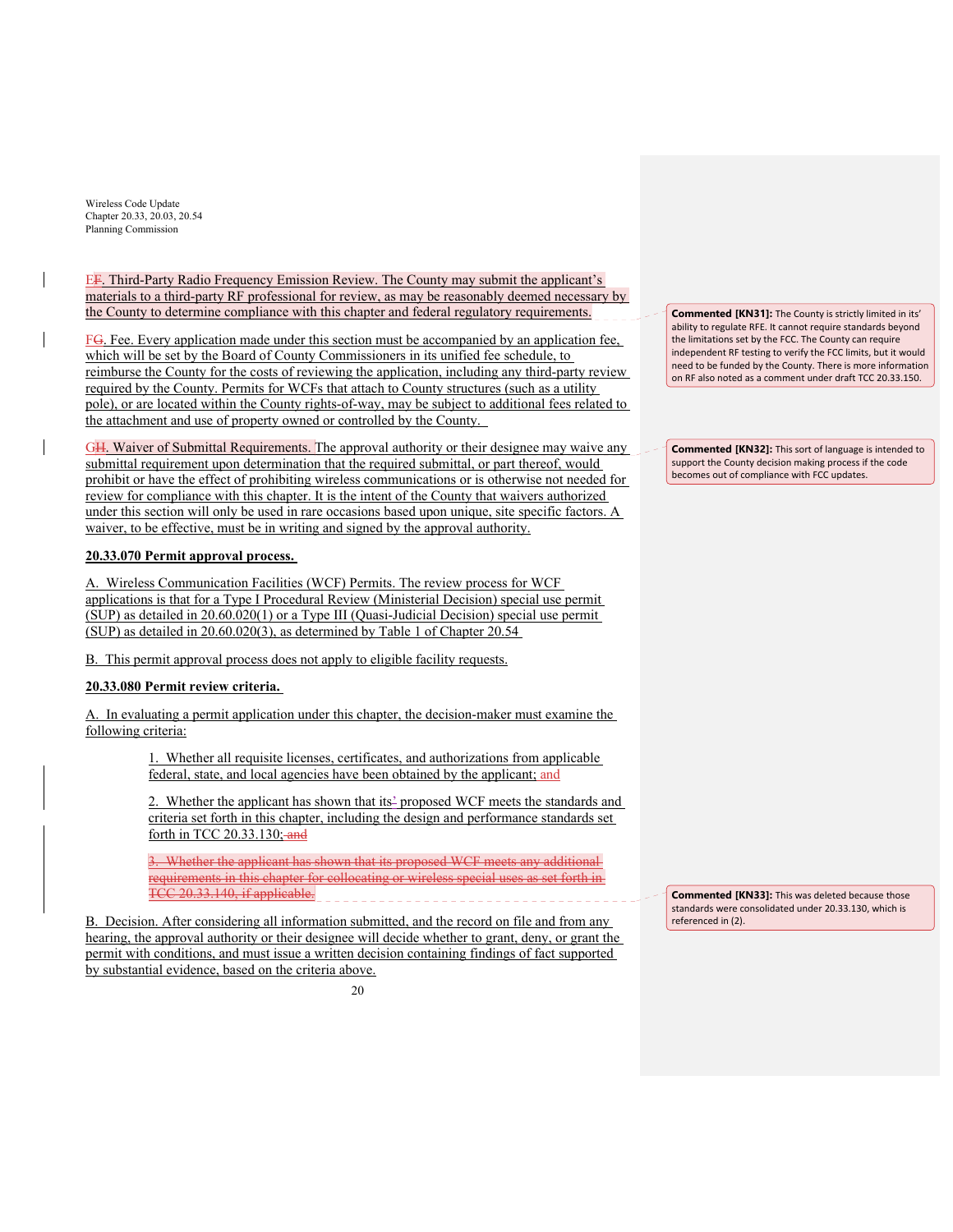EF. Third-Party Radio Frequency Emission Review. The County may submit the applicant's materials to a third-party RF professional for review, as may be reasonably deemed necessary by the County to determine compliance with this chapter and federal regulatory requirements.

> **Commented [KN31]:** The County is strictly limited in its' ability to regulate RFE. It cannot require standards beyond the limitations set by the FCC. The County can require independent RF testing to verify the FCC limits, but it would need to be funded by the County. There is more information on RF also noted as a comment under draft TCC 20.33.150.

FG. Fee. Every application made under this section must be accompanied by an application fee, which will be set by the Board of County Commissioners in its unified fee schedule, to reimburse the County for the costs of reviewing the application, including any third-party review required by the County. Permits for WCFs that attach to County structures (such as a utility pole), or are located within the County rights-of-way, may be subject to additional fees related to the attachment and use of property owned or controlled by the County.

GH. Waiver of Submittal Requirements. The approval authority or their designee may waive any submittal requirement upon determination that the required submittal, or part thereof, would prohibit or have the effect of prohibiting wireless communications or is otherwise not needed for review for compliance with this chapter. It is the intent of the County that waivers authorized under this section will only be used in rare occasions based upon unique, site specific factors. A waiver, to be effective, must be in writing and signed by the approval authority.

> **Commented [KN32]:** This sort of language is intended to support the County decision making process if the code becomes out of compliance with FCC updates.

**20.33.070 Permit approval process.**

A. Wireless Communication Facilities (WCF) Permits. The review process for WCF applications is that for a Type I Procedural Review (Ministerial Decision) special use permit (SUP) as detailed in 20.60.020(1) or a Type III (Quasi-Judicial Decision) special use permit (SUP) as detailed in 20.60.020(3), as determined by Table 1 of Chapter 20.54

B. This permit approval process does not apply to eligible facility requests.

**20.33.080 Permit review criteria.**

A. In evaluating a permit application under this chapter, the decision-maker must examine the following criteria:

1. Whether all requisite licenses, certificates, and authorizations from applicable federal, state, and local agencies have been obtained by the applicant; and

2. Whether the applicant has shown that its' proposed WCF meets the standards and criteria set forth in this chapter, including the design and performance standards set forth in TCC 20.33.130; ~~and~~

~~3. Whether the applicant has shown that its proposed WCF meets any additional requirements in this chapter for collocating or wireless special uses as set forth in TCC 20.33.140, if applicable.~~

> **Commented [KN33]:** This was deleted because those standards were consolidated under 20.33.130, which is referenced in (2).

B. Decision. After considering all information submitted, and the record on file and from any hearing, the approval authority or their designee will decide whether to grant, deny, or grant the permit with conditions, and must issue a written decision containing findings of fact supported by substantial evidence, based on the criteria above.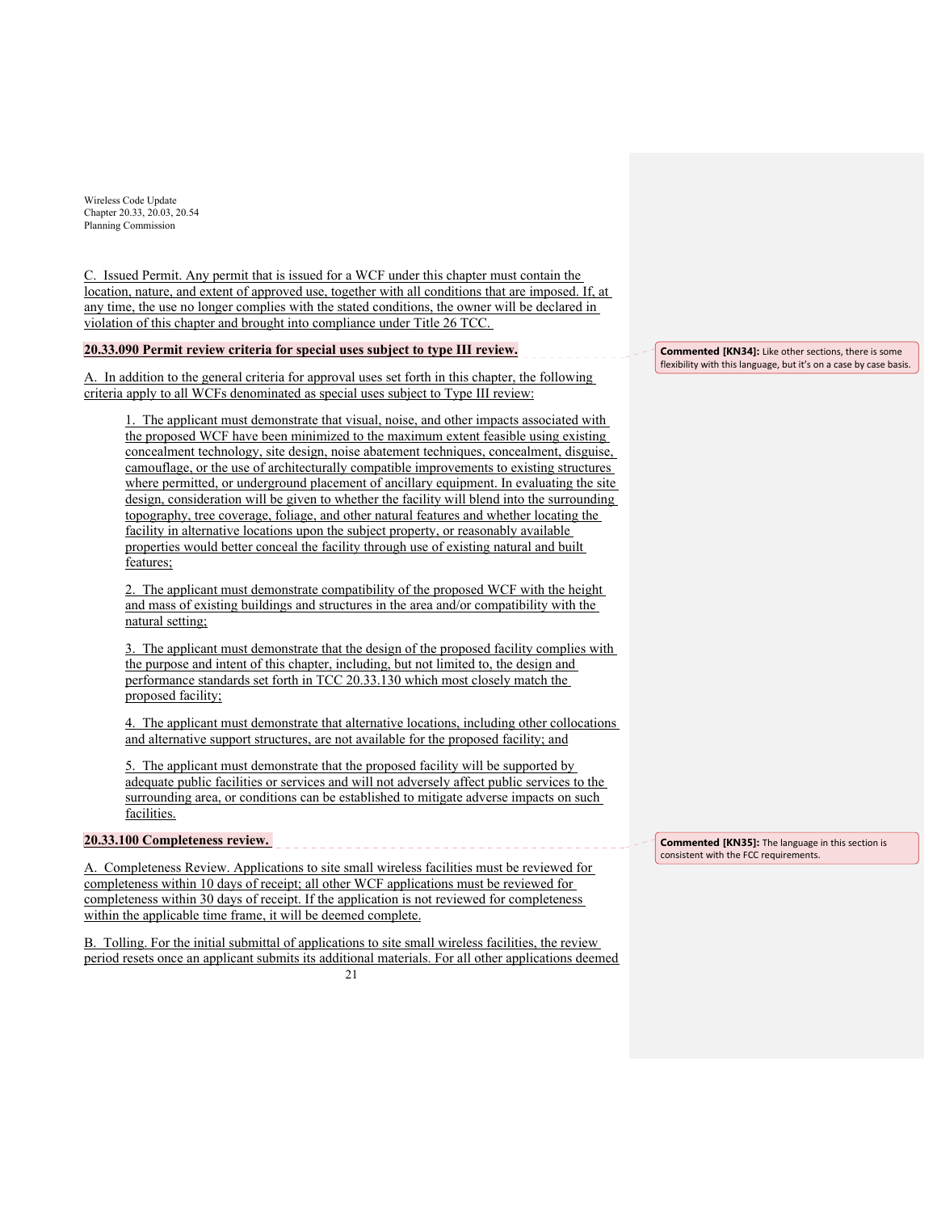C. Issued Permit. Any permit that is issued for a WCF under this chapter must contain the location, nature, and extent of approved use, together with all conditions that are imposed. If, at any time, the use no longer complies with the stated conditions, the owner will be declared in violation of this chapter and brought into compliance under Title 26 TCC.

**20.33.090 Permit review criteria for special uses subject to type III review.**

> **Commented [KN34]:** Like other sections, there is some flexibility with this language, but it's on a case by case basis.

A. In addition to the general criteria for approval uses set forth in this chapter, the following criteria apply to all WCFs denominated as special uses subject to Type III review:

1. The applicant must demonstrate that visual, noise, and other impacts associated with the proposed WCF have been minimized to the maximum extent feasible using existing concealment technology, site design, noise abatement techniques, concealment, disguise, camouflage, or the use of architecturally compatible improvements to existing structures where permitted, or underground placement of ancillary equipment. In evaluating the site design, consideration will be given to whether the facility will blend into the surrounding topography, tree coverage, foliage, and other natural features and whether locating the facility in alternative locations upon the subject property, or reasonably available properties would better conceal the facility through use of existing natural and built features;

2. The applicant must demonstrate compatibility of the proposed WCF with the height and mass of existing buildings and structures in the area and/or compatibility with the natural setting;

3. The applicant must demonstrate that the design of the proposed facility complies with the purpose and intent of this chapter, including, but not limited to, the design and performance standards set forth in TCC 20.33.130 which most closely match the proposed facility;

4. The applicant must demonstrate that alternative locations, including other collocations and alternative support structures, are not available for the proposed facility; and

5. The applicant must demonstrate that the proposed facility will be supported by adequate public facilities or services and will not adversely affect public services to the surrounding area, or conditions can be established to mitigate adverse impacts on such facilities.

**20.33.100 Completeness review.**

> **Commented [KN35]:** The language in this section is consistent with the FCC requirements.

A. Completeness Review. Applications to site small wireless facilities must be reviewed for completeness within 10 days of receipt; all other WCF applications must be reviewed for completeness within 30 days of receipt. If the application is not reviewed for completeness within the applicable time frame, it will be deemed complete.

B. Tolling. For the initial submittal of applications to site small wireless facilities, the review period resets once an applicant submits its additional materials. For all other applications deemed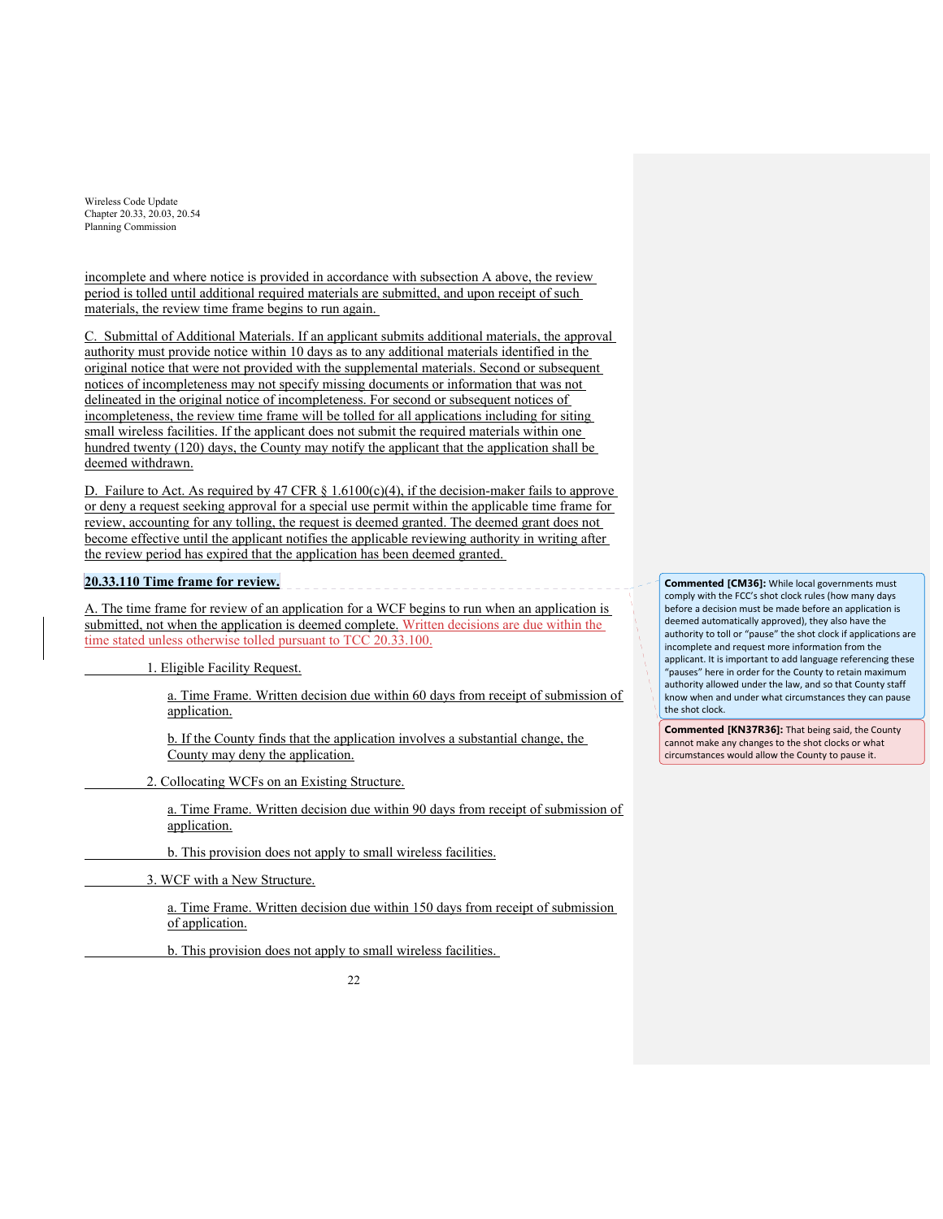incomplete and where notice is provided in accordance with subsection A above, the review period is tolled until additional required materials are submitted, and upon receipt of such materials, the review time frame begins to run again.

C. Submittal of Additional Materials. If an applicant submits additional materials, the approval authority must provide notice within 10 days as to any additional materials identified in the original notice that were not provided with the supplemental materials. Second or subsequent notices of incompleteness may not specify missing documents or information that was not delineated in the original notice of incompleteness. For second or subsequent notices of incompleteness, the review time frame will be tolled for all applications including for siting small wireless facilities. If the applicant does not submit the required materials within one hundred twenty (120) days, the County may notify the applicant that the application shall be deemed withdrawn.

D. Failure to Act. As required by 47 CFR § 1.6100(c)(4), if the decision-maker fails to approve or deny a request seeking approval for a special use permit within the applicable time frame for review, accounting for any tolling, the request is deemed granted. The deemed grant does not become effective until the applicant notifies the applicable reviewing authority in writing after the review period has expired that the application has been deemed granted.

### 20.33.110 Time frame for review.

A. The time frame for review of an application for a WCF begins to run when an application is submitted, not when the application is deemed complete. Written decisions are due within the time stated unless otherwise tolled pursuant to TCC 20.33.100.

1. Eligible Facility Request.

   a. Time Frame. Written decision due within 60 days from receipt of submission of application.

   b. If the County finds that the application involves a substantial change, the County may deny the application.

2. Collocating WCFs on an Existing Structure.

   a. Time Frame. Written decision due within 90 days from receipt of submission of application.

   b. This provision does not apply to small wireless facilities.

3. WCF with a New Structure.

   a. Time Frame. Written decision due within 150 days from receipt of submission of application.

   b. This provision does not apply to small wireless facilities.

**Commented [CM36]:** While local governments must comply with the FCC's shot clock rules (how many days before a decision must be made before an application is deemed automatically approved), they also have the authority to toll or "pause" the shot clock if applications are incomplete and request more information from the applicant. It is important to add language referencing these "pauses" here in order for the County to retain maximum authority allowed under the law, and so that County staff know when and under what circumstances they can pause the shot clock.

**Commented [KN37R36]:** That being said, the County cannot make any changes to the shot clocks or what circumstances would allow the County to pause it.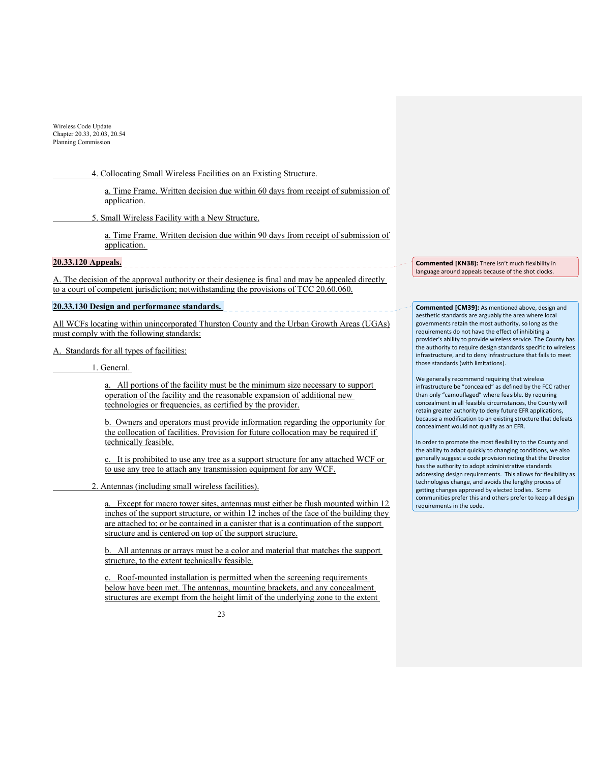4. Collocating Small Wireless Facilities on an Existing Structure.

a. Time Frame. Written decision due within 60 days from receipt of submission of application.

5. Small Wireless Facility with a New Structure.

a. Time Frame. Written decision due within 90 days from receipt of submission of application.

**20.33.120 Appeals.**

A. The decision of the approval authority or their designee is final and may be appealed directly to a court of competent jurisdiction; notwithstanding the provisions of TCC 20.60.060.

**20.33.130 Design and performance standards.**

All WCFs locating within unincorporated Thurston County and the Urban Growth Areas (UGAs) must comply with the following standards:

A. Standards for all types of facilities:

1. General.

a. All portions of the facility must be the minimum size necessary to support operation of the facility and the reasonable expansion of additional new technologies or frequencies, as certified by the provider.

b. Owners and operators must provide information regarding the opportunity for the collocation of facilities. Provision for future collocation may be required if technically feasible.

c. It is prohibited to use any tree as a support structure for any attached WCF or to use any tree to attach any transmission equipment for any WCF.

2. Antennas (including small wireless facilities).

a. Except for macro tower sites, antennas must either be flush mounted within 12 inches of the support structure, or within 12 inches of the face of the building they are attached to; or be contained in a canister that is a continuation of the support structure and is centered on top of the support structure.

b. All antennas or arrays must be a color and material that matches the support structure, to the extent technically feasible.

c. Roof-mounted installation is permitted when the screening requirements below have been met. The antennas, mounting brackets, and any concealment structures are exempt from the height limit of the underlying zone to the extent

---

**Commented [KN38]:** There isn't much flexibility in language around appeals because of the shot clocks.

**Commented [CM39]:** As mentioned above, design and aesthetic standards are arguably the area where local governments retain the most authority, so long as the requirements do not have the effect of inhibiting a provider's ability to provide wireless service. The County has the authority to require design standards specific to wireless infrastructure, and to deny infrastructure that fails to meet those standards (with limitations).

We generally recommend requiring that wireless infrastructure be "concealed" as defined by the FCC rather than only "camouflaged" where feasible. By requiring concealment in all feasible circumstances, the County will retain greater authority to deny future EFR applications, because a modification to an existing structure that defeats concealment would not qualify as an EFR.

In order to promote the most flexibility to the County and the ability to adapt quickly to changing conditions, we also generally suggest a code provision noting that the Director has the authority to adopt administrative standards addressing design requirements. This allows for flexibility as technologies change, and avoids the lengthy process of getting changes approved by elected bodies. Some communities prefer this and others prefer to keep all design requirements in the code.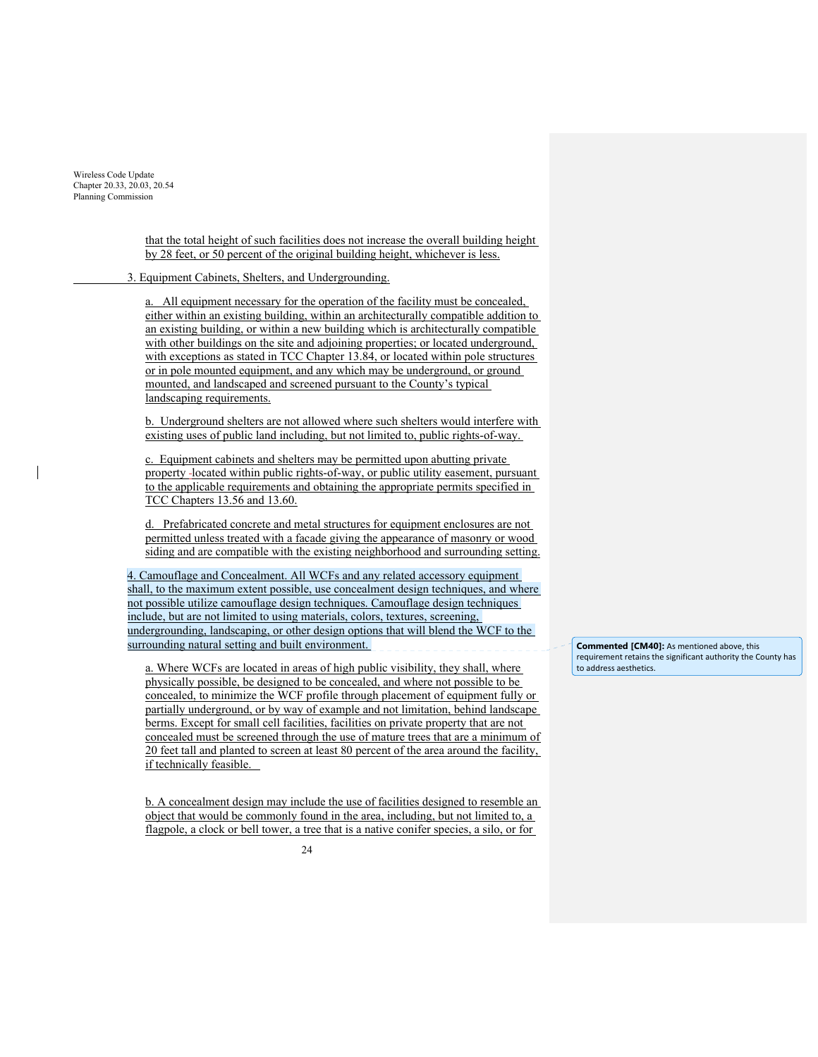that the total height of such facilities does not increase the overall building height by 28 feet, or 50 percent of the original building height, whichever is less.

3. Equipment Cabinets, Shelters, and Undergrounding.

a. All equipment necessary for the operation of the facility must be concealed, either within an existing building, within an architecturally compatible addition to an existing building, or within a new building which is architecturally compatible with other buildings on the site and adjoining properties; or located underground, with exceptions as stated in TCC Chapter 13.84, or located within pole structures or in pole mounted equipment, and any which may be underground, or ground mounted, and landscaped and screened pursuant to the County's typical landscaping requirements.

b. Underground shelters are not allowed where such shelters would interfere with existing uses of public land including, but not limited to, public rights-of-way.

c. Equipment cabinets and shelters may be permitted upon abutting private property located within public rights-of-way, or public utility easement, pursuant to the applicable requirements and obtaining the appropriate permits specified in TCC Chapters 13.56 and 13.60.

d. Prefabricated concrete and metal structures for equipment enclosures are not permitted unless treated with a facade giving the appearance of masonry or wood siding and are compatible with the existing neighborhood and surrounding setting.

4. Camouflage and Concealment. All WCFs and any related accessory equipment shall, to the maximum extent possible, use concealment design techniques, and where not possible utilize camouflage design techniques. Camouflage design techniques include, but are not limited to using materials, colors, textures, screening, undergrounding, landscaping, or other design options that will blend the WCF to the surrounding natural setting and built environment.

> **Commented [CM40]:** As mentioned above, this requirement retains the significant authority the County has to address aesthetics.

a. Where WCFs are located in areas of high public visibility, they shall, where physically possible, be designed to be concealed, and where not possible to be concealed, to minimize the WCF profile through placement of equipment fully or partially underground, or by way of example and not limitation, behind landscape berms. Except for small cell facilities, facilities on private property that are not concealed must be screened through the use of mature trees that are a minimum of 20 feet tall and planted to screen at least 80 percent of the area around the facility, if technically feasible.

b. A concealment design may include the use of facilities designed to resemble an object that would be commonly found in the area, including, but not limited to, a flagpole, a clock or bell tower, a tree that is a native conifer species, a silo, or for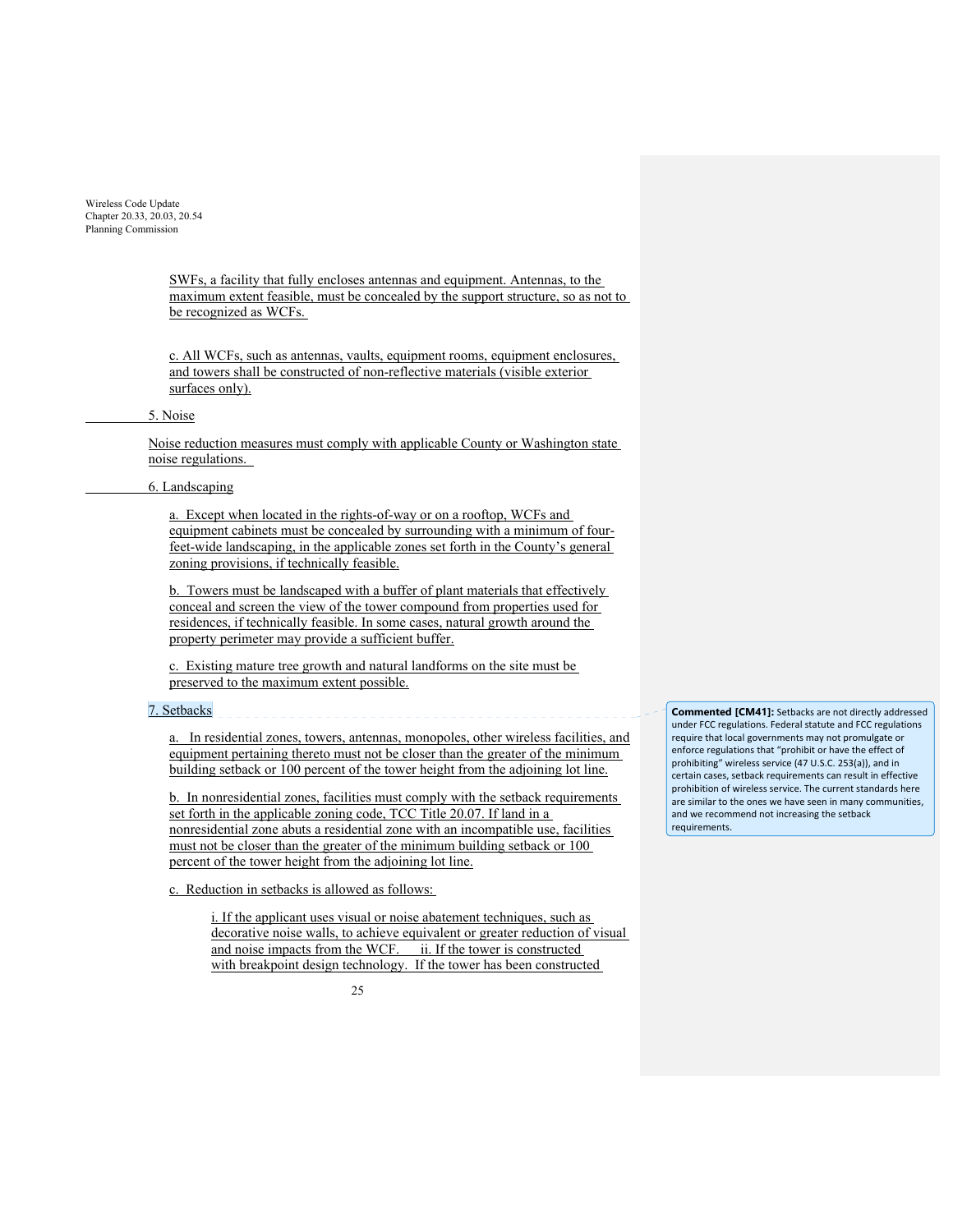SWFs, a facility that fully encloses antennas and equipment. Antennas, to the maximum extent feasible, must be concealed by the support structure, so as not to be recognized as WCFs.

c. All WCFs, such as antennas, vaults, equipment rooms, equipment enclosures, and towers shall be constructed of non-reflective materials (visible exterior surfaces only).

5. Noise

Noise reduction measures must comply with applicable County or Washington state noise regulations.

6. Landscaping

a. Except when located in the rights-of-way or on a rooftop, WCFs and equipment cabinets must be concealed by surrounding with a minimum of four-feet-wide landscaping, in the applicable zones set forth in the County's general zoning provisions, if technically feasible.

b. Towers must be landscaped with a buffer of plant materials that effectively conceal and screen the view of the tower compound from properties used for residences, if technically feasible. In some cases, natural growth around the property perimeter may provide a sufficient buffer.

c. Existing mature tree growth and natural landforms on the site must be preserved to the maximum extent possible.

7. Setbacks

a. In residential zones, towers, antennas, monopoles, other wireless facilities, and equipment pertaining thereto must not be closer than the greater of the minimum building setback or 100 percent of the tower height from the adjoining lot line.

b. In nonresidential zones, facilities must comply with the setback requirements set forth in the applicable zoning code, TCC Title 20.07. If land in a nonresidential zone abuts a residential zone with an incompatible use, facilities must not be closer than the greater of the minimum building setback or 100 percent of the tower height from the adjoining lot line.

c. Reduction in setbacks is allowed as follows:

i. If the applicant uses visual or noise abatement techniques, such as decorative noise walls, to achieve equivalent or greater reduction of visual and noise impacts from the WCF. ii. If the tower is constructed with breakpoint design technology. If the tower has been constructed

> **Commented [CM41]:** Setbacks are not directly addressed under FCC regulations. Federal statute and FCC regulations require that local governments may not promulgate or enforce regulations that "prohibit or have the effect of prohibiting" wireless service (47 U.S.C. 253(a)), and in certain cases, setback requirements can result in effective prohibition of wireless service. The current standards here are similar to the ones we have seen in many communities, and we recommend not increasing the setback requirements.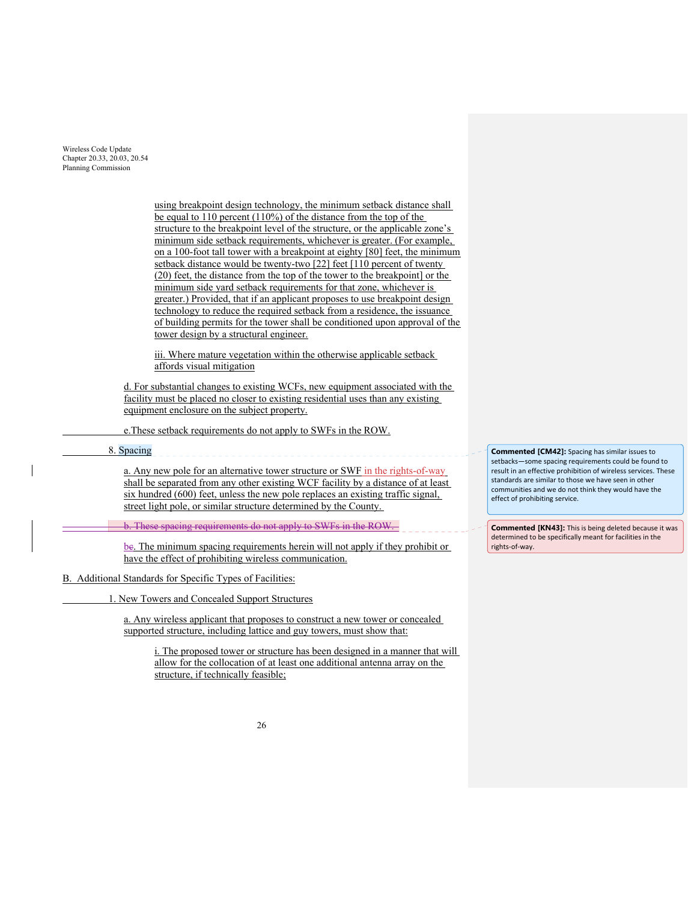using breakpoint design technology, the minimum setback distance shall be equal to 110 percent (110%) of the distance from the top of the structure to the breakpoint level of the structure, or the applicable zone's minimum side setback requirements, whichever is greater. (For example, on a 100-foot tall tower with a breakpoint at eighty [80] feet, the minimum setback distance would be twenty-two [22] feet [110 percent of twenty (20) feet, the distance from the top of the tower to the breakpoint] or the minimum side yard setback requirements for that zone, whichever is greater.) Provided, that if an applicant proposes to use breakpoint design technology to reduce the required setback from a residence, the issuance of building permits for the tower shall be conditioned upon approval of the tower design by a structural engineer.

iii. Where mature vegetation within the otherwise applicable setback affords visual mitigation

d. For substantial changes to existing WCFs, new equipment associated with the facility must be placed no closer to existing residential uses than any existing equipment enclosure on the subject property.

e.These setback requirements do not apply to SWFs in the ROW.

8. Spacing

a. Any new pole for an alternative tower structure or SWF in the rights-of-way shall be separated from any other existing WCF facility by a distance of at least six hundred (600) feet, unless the new pole replaces an existing traffic signal, street light pole, or similar structure determined by the County.

~~b. These spacing requirements do not apply to SWFs in the ROW.~~

b~~c~~. The minimum spacing requirements herein will not apply if they prohibit or have the effect of prohibiting wireless communication.

B. Additional Standards for Specific Types of Facilities:

1. New Towers and Concealed Support Structures

a. Any wireless applicant that proposes to construct a new tower or concealed supported structure, including lattice and guy towers, must show that:

i. The proposed tower or structure has been designed in a manner that will allow for the collocation of at least one additional antenna array on the structure, if technically feasible;

**Commented [CM42]:** Spacing has similar issues to setbacks—some spacing requirements could be found to result in an effective prohibition of wireless services. These standards are similar to those we have seen in other communities and we do not think they would have the effect of prohibiting service.

**Commented [KN43]:** This is being deleted because it was determined to be specifically meant for facilities in the rights-of-way.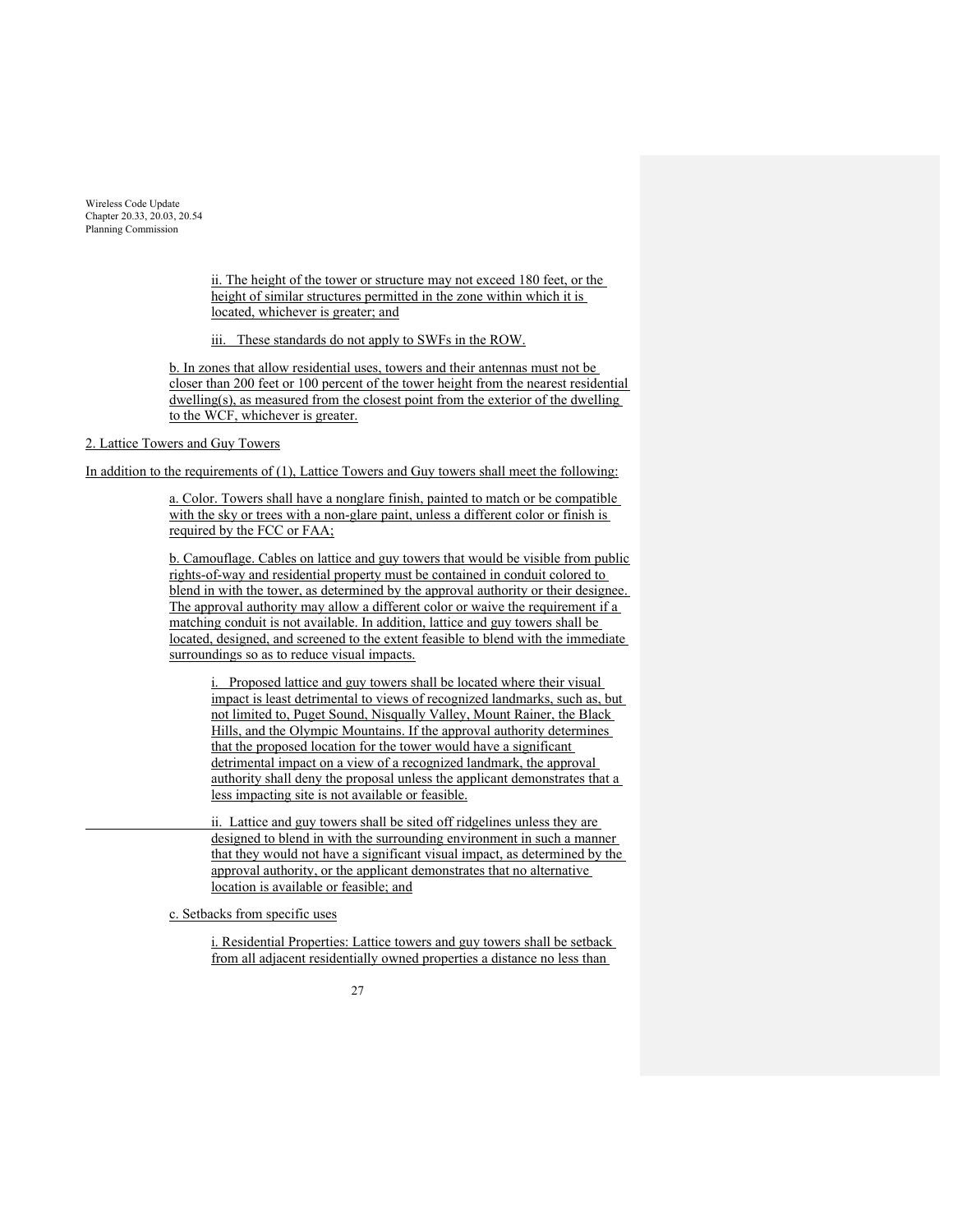ii. The height of the tower or structure may not exceed 180 feet, or the height of similar structures permitted in the zone within which it is located, whichever is greater; and

iii. These standards do not apply to SWFs in the ROW.

b. In zones that allow residential uses, towers and their antennas must not be closer than 200 feet or 100 percent of the tower height from the nearest residential dwelling(s), as measured from the closest point from the exterior of the dwelling to the WCF, whichever is greater.

2. Lattice Towers and Guy Towers

In addition to the requirements of (1), Lattice Towers and Guy towers shall meet the following:

a. Color. Towers shall have a nonglare finish, painted to match or be compatible with the sky or trees with a non-glare paint, unless a different color or finish is required by the FCC or FAA;

b. Camouflage. Cables on lattice and guy towers that would be visible from public rights-of-way and residential property must be contained in conduit colored to blend in with the tower, as determined by the approval authority or their designee. The approval authority may allow a different color or waive the requirement if a matching conduit is not available. In addition, lattice and guy towers shall be located, designed, and screened to the extent feasible to blend with the immediate surroundings so as to reduce visual impacts.

i. Proposed lattice and guy towers shall be located where their visual impact is least detrimental to views of recognized landmarks, such as, but not limited to, Puget Sound, Nisqually Valley, Mount Rainer, the Black Hills, and the Olympic Mountains. If the approval authority determines that the proposed location for the tower would have a significant detrimental impact on a view of a recognized landmark, the approval authority shall deny the proposal unless the applicant demonstrates that a less impacting site is not available or feasible.

ii. Lattice and guy towers shall be sited off ridgelines unless they are designed to blend in with the surrounding environment in such a manner that they would not have a significant visual impact, as determined by the approval authority, or the applicant demonstrates that no alternative location is available or feasible; and

c. Setbacks from specific uses

i. Residential Properties: Lattice towers and guy towers shall be setback from all adjacent residentially owned properties a distance no less than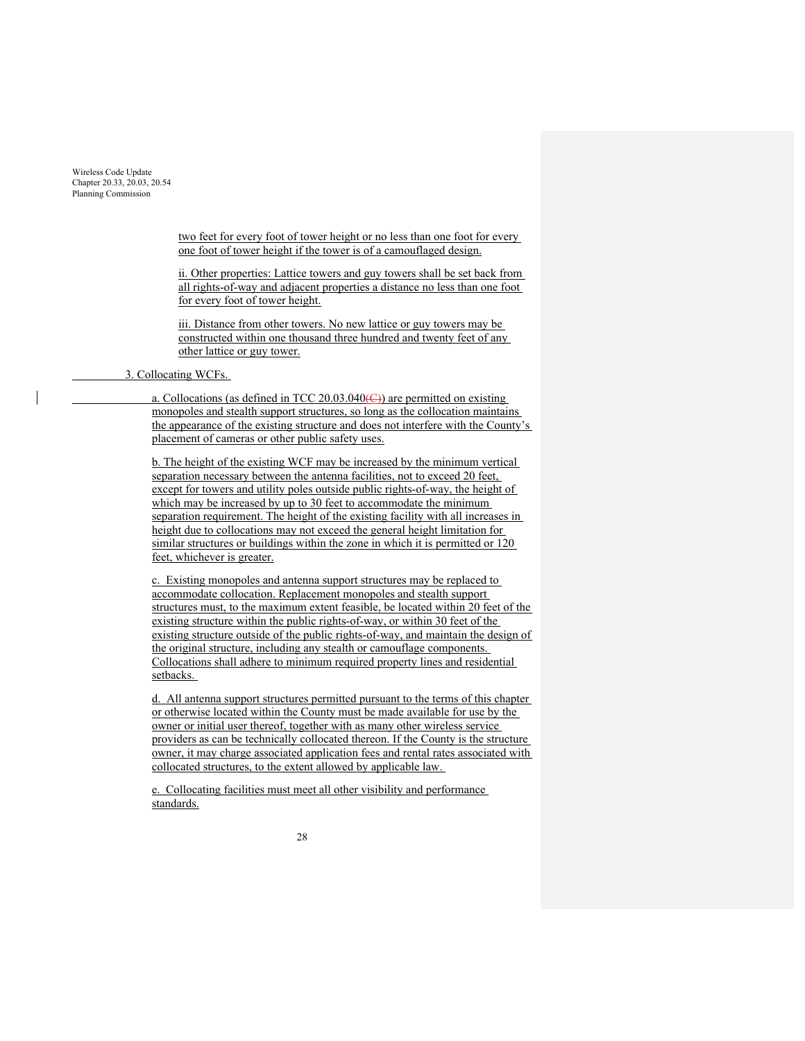two feet for every foot of tower height or no less than one foot for every one foot of tower height if the tower is of a camouflaged design.

ii. Other properties: Lattice towers and guy towers shall be set back from all rights-of-way and adjacent properties a distance no less than one foot for every foot of tower height.

iii. Distance from other towers. No new lattice or guy towers may be constructed within one thousand three hundred and twenty feet of any other lattice or guy tower.

3. Collocating WCFs.

a. Collocations (as defined in TCC 20.03.040~~(C)~~) are permitted on existing monopoles and stealth support structures, so long as the collocation maintains the appearance of the existing structure and does not interfere with the County's placement of cameras or other public safety uses.

b. The height of the existing WCF may be increased by the minimum vertical separation necessary between the antenna facilities, not to exceed 20 feet, except for towers and utility poles outside public rights-of-way, the height of which may be increased by up to 30 feet to accommodate the minimum separation requirement. The height of the existing facility with all increases in height due to collocations may not exceed the general height limitation for similar structures or buildings within the zone in which it is permitted or 120 feet, whichever is greater.

c. Existing monopoles and antenna support structures may be replaced to accommodate collocation. Replacement monopoles and stealth support structures must, to the maximum extent feasible, be located within 20 feet of the existing structure within the public rights-of-way, or within 30 feet of the existing structure outside of the public rights-of-way, and maintain the design of the original structure, including any stealth or camouflage components. Collocations shall adhere to minimum required property lines and residential setbacks.

d. All antenna support structures permitted pursuant to the terms of this chapter or otherwise located within the County must be made available for use by the owner or initial user thereof, together with as many other wireless service providers as can be technically collocated thereon. If the County is the structure owner, it may charge associated application fees and rental rates associated with collocated structures, to the extent allowed by applicable law.

e. Collocating facilities must meet all other visibility and performance standards.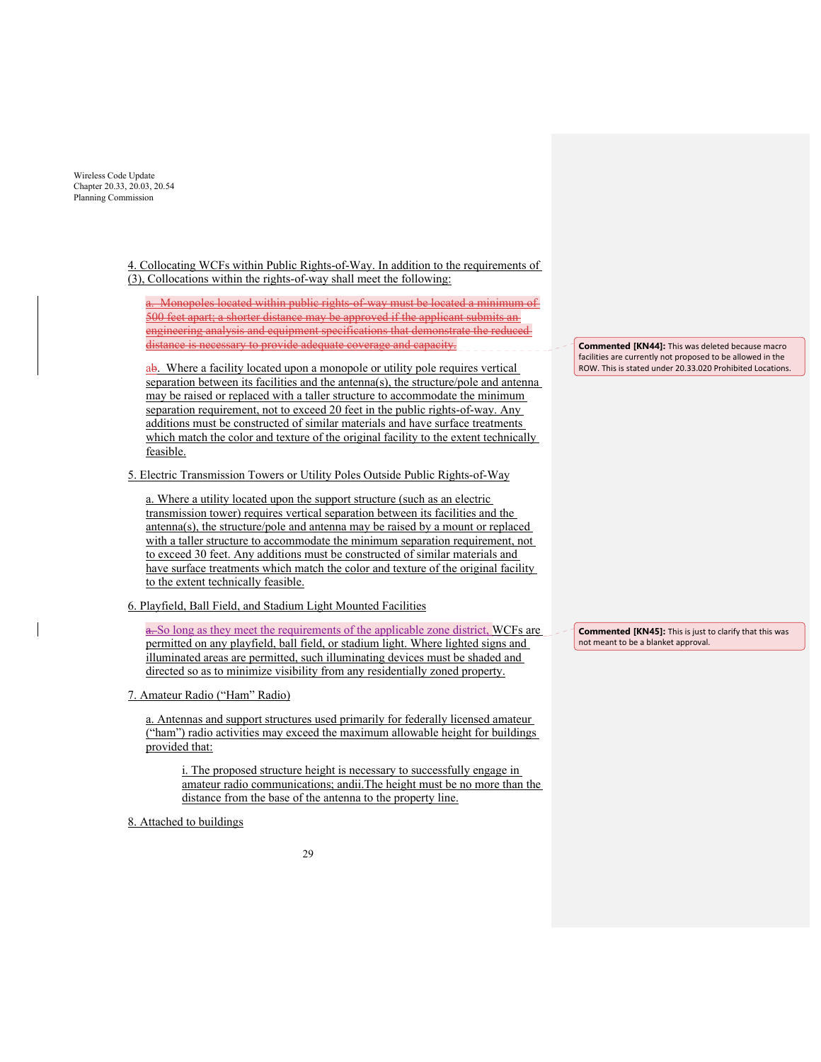4. Collocating WCFs within Public Rights-of-Way. In addition to the requirements of (3), Collocations within the rights-of-way shall meet the following:

~~a. Monopoles located within public rights-of-way must be located a minimum of 500 feet apart; a shorter distance may be approved if the applicant submits an engineering analysis and equipment specifications that demonstrate the reduced distance is necessary to provide adequate coverage and capacity.~~

**Commented [KN44]:** This was deleted because macro facilities are currently not proposed to be allowed in the ROW. This is stated under 20.33.020 Prohibited Locations.

a~~b~~. Where a facility located upon a monopole or utility pole requires vertical separation between its facilities and the antenna(s), the structure/pole and antenna may be raised or replaced with a taller structure to accommodate the minimum separation requirement, not to exceed 20 feet in the public rights-of-way. Any additions must be constructed of similar materials and have surface treatments which match the color and texture of the original facility to the extent technically feasible.

5. Electric Transmission Towers or Utility Poles Outside Public Rights-of-Way

a. Where a utility located upon the support structure (such as an electric transmission tower) requires vertical separation between its facilities and the antenna(s), the structure/pole and antenna may be raised by a mount or replaced with a taller structure to accommodate the minimum separation requirement, not to exceed 30 feet. Any additions must be constructed of similar materials and have surface treatments which match the color and texture of the original facility to the extent technically feasible.

6. Playfield, Ball Field, and Stadium Light Mounted Facilities

~~a.~~ So long as they meet the requirements of the applicable zone district, WCFs are permitted on any playfield, ball field, or stadium light. Where lighted signs and illuminated areas are permitted, such illuminating devices must be shaded and directed so as to minimize visibility from any residentially zoned property.

**Commented [KN45]:** This is just to clarify that this was not meant to be a blanket approval.

7. Amateur Radio ("Ham" Radio)

a. Antennas and support structures used primarily for federally licensed amateur ("ham") radio activities may exceed the maximum allowable height for buildings provided that:

i. The proposed structure height is necessary to successfully engage in amateur radio communications; andii.The height must be no more than the distance from the base of the antenna to the property line.

8. Attached to buildings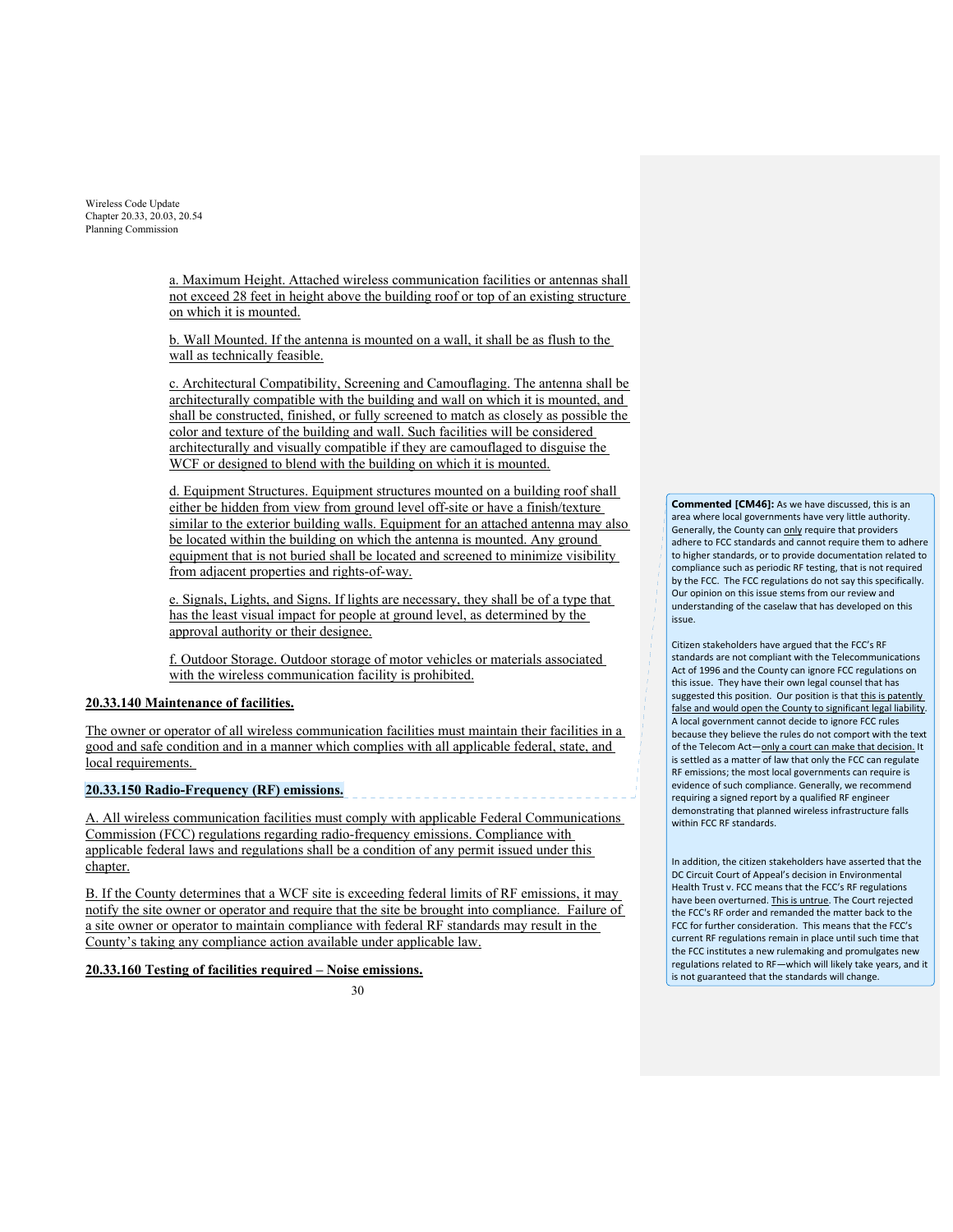a. Maximum Height. Attached wireless communication facilities or antennas shall not exceed 28 feet in height above the building roof or top of an existing structure on which it is mounted.

b. Wall Mounted. If the antenna is mounted on a wall, it shall be as flush to the wall as technically feasible.

c. Architectural Compatibility, Screening and Camouflaging. The antenna shall be architecturally compatible with the building and wall on which it is mounted, and shall be constructed, finished, or fully screened to match as closely as possible the color and texture of the building and wall. Such facilities will be considered architecturally and visually compatible if they are camouflaged to disguise the WCF or designed to blend with the building on which it is mounted.

d. Equipment Structures. Equipment structures mounted on a building roof shall either be hidden from view from ground level off-site or have a finish/texture similar to the exterior building walls. Equipment for an attached antenna may also be located within the building on which the antenna is mounted. Any ground equipment that is not buried shall be located and screened to minimize visibility from adjacent properties and rights-of-way.

e. Signals, Lights, and Signs. If lights are necessary, they shall be of a type that has the least visual impact for people at ground level, as determined by the approval authority or their designee.

f. Outdoor Storage. Outdoor storage of motor vehicles or materials associated with the wireless communication facility is prohibited.

**20.33.140 Maintenance of facilities.**

The owner or operator of all wireless communication facilities must maintain their facilities in a good and safe condition and in a manner which complies with all applicable federal, state, and local requirements.

**20.33.150 Radio-Frequency (RF) emissions.**

A. All wireless communication facilities must comply with applicable Federal Communications Commission (FCC) regulations regarding radio-frequency emissions. Compliance with applicable federal laws and regulations shall be a condition of any permit issued under this chapter.

B. If the County determines that a WCF site is exceeding federal limits of RF emissions, it may notify the site owner or operator and require that the site be brought into compliance. Failure of a site owner or operator to maintain compliance with federal RF standards may result in the County's taking any compliance action available under applicable law.

**20.33.160 Testing of facilities required – Noise emissions.**

**Commented [CM46]:** As we have discussed, this is an area where local governments have very little authority. Generally, the County can only require that providers adhere to FCC standards and cannot require them to adhere to higher standards, or to provide documentation related to compliance such as periodic RF testing, that is not required by the FCC. The FCC regulations do not say this specifically. Our opinion on this issue stems from our review and understanding of the caselaw that has developed on this issue.

Citizen stakeholders have argued that the FCC's RF standards are not compliant with the Telecommunications Act of 1996 and the County can ignore FCC regulations on this issue. They have their own legal counsel that has suggested this position. Our position is that this is patently false and would open the County to significant legal liability. A local government cannot decide to ignore FCC rules because they believe the rules do not comport with the text of the Telecom Act—only a court can make that decision. It is settled as a matter of law that only the FCC can regulate RF emissions; the most local governments can require is evidence of such compliance. Generally, we recommend requiring a signed report by a qualified RF engineer demonstrating that planned wireless infrastructure falls within FCC RF standards.

In addition, the citizen stakeholders have asserted that the DC Circuit Court of Appeal's decision in Environmental Health Trust v. FCC means that the FCC's RF regulations have been overturned. This is untrue. The Court rejected the FCC's RF order and remanded the matter back to the FCC for further consideration. This means that the FCC's current RF regulations remain in place until such time that the FCC institutes a new rulemaking and promulgates new regulations related to RF—which will likely take years, and it is not guaranteed that the standards will change.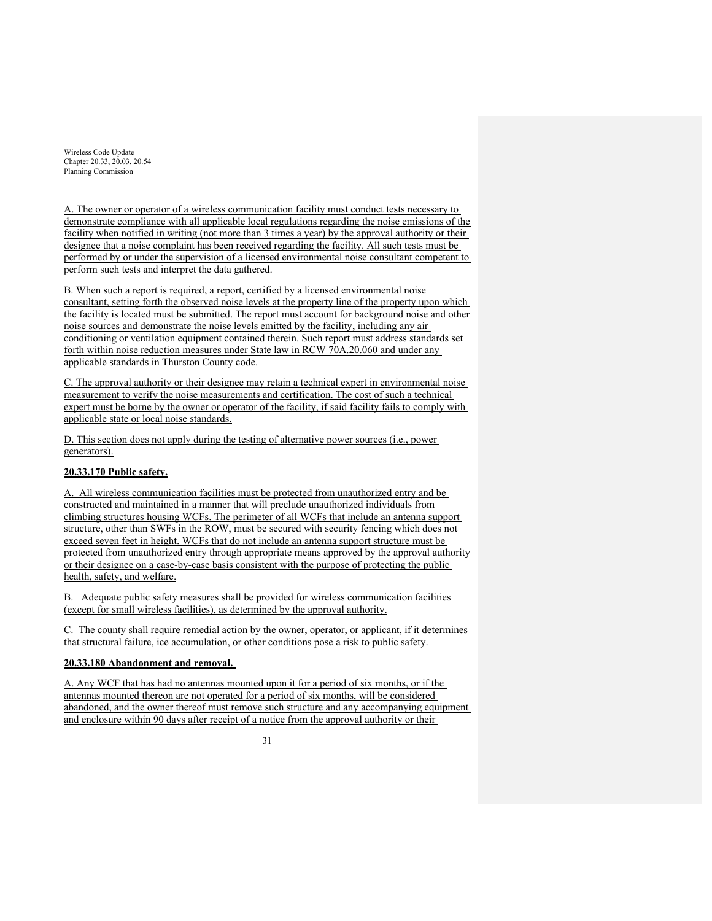A. The owner or operator of a wireless communication facility must conduct tests necessary to demonstrate compliance with all applicable local regulations regarding the noise emissions of the facility when notified in writing (not more than 3 times a year) by the approval authority or their designee that a noise complaint has been received regarding the facility. All such tests must be performed by or under the supervision of a licensed environmental noise consultant competent to perform such tests and interpret the data gathered.

B. When such a report is required, a report, certified by a licensed environmental noise consultant, setting forth the observed noise levels at the property line of the property upon which the facility is located must be submitted. The report must account for background noise and other noise sources and demonstrate the noise levels emitted by the facility, including any air conditioning or ventilation equipment contained therein. Such report must address standards set forth within noise reduction measures under State law in RCW 70A.20.060 and under any applicable standards in Thurston County code.

C. The approval authority or their designee may retain a technical expert in environmental noise measurement to verify the noise measurements and certification. The cost of such a technical expert must be borne by the owner or operator of the facility, if said facility fails to comply with applicable state or local noise standards.

D. This section does not apply during the testing of alternative power sources (i.e., power generators).

**20.33.170 Public safety.**

A. All wireless communication facilities must be protected from unauthorized entry and be constructed and maintained in a manner that will preclude unauthorized individuals from climbing structures housing WCFs. The perimeter of all WCFs that include an antenna support structure, other than SWFs in the ROW, must be secured with security fencing which does not exceed seven feet in height. WCFs that do not include an antenna support structure must be protected from unauthorized entry through appropriate means approved by the approval authority or their designee on a case-by-case basis consistent with the purpose of protecting the public health, safety, and welfare.

B. Adequate public safety measures shall be provided for wireless communication facilities (except for small wireless facilities), as determined by the approval authority.

C. The county shall require remedial action by the owner, operator, or applicant, if it determines that structural failure, ice accumulation, or other conditions pose a risk to public safety.

**20.33.180 Abandonment and removal.**

A. Any WCF that has had no antennas mounted upon it for a period of six months, or if the antennas mounted thereon are not operated for a period of six months, will be considered abandoned, and the owner thereof must remove such structure and any accompanying equipment and enclosure within 90 days after receipt of a notice from the approval authority or their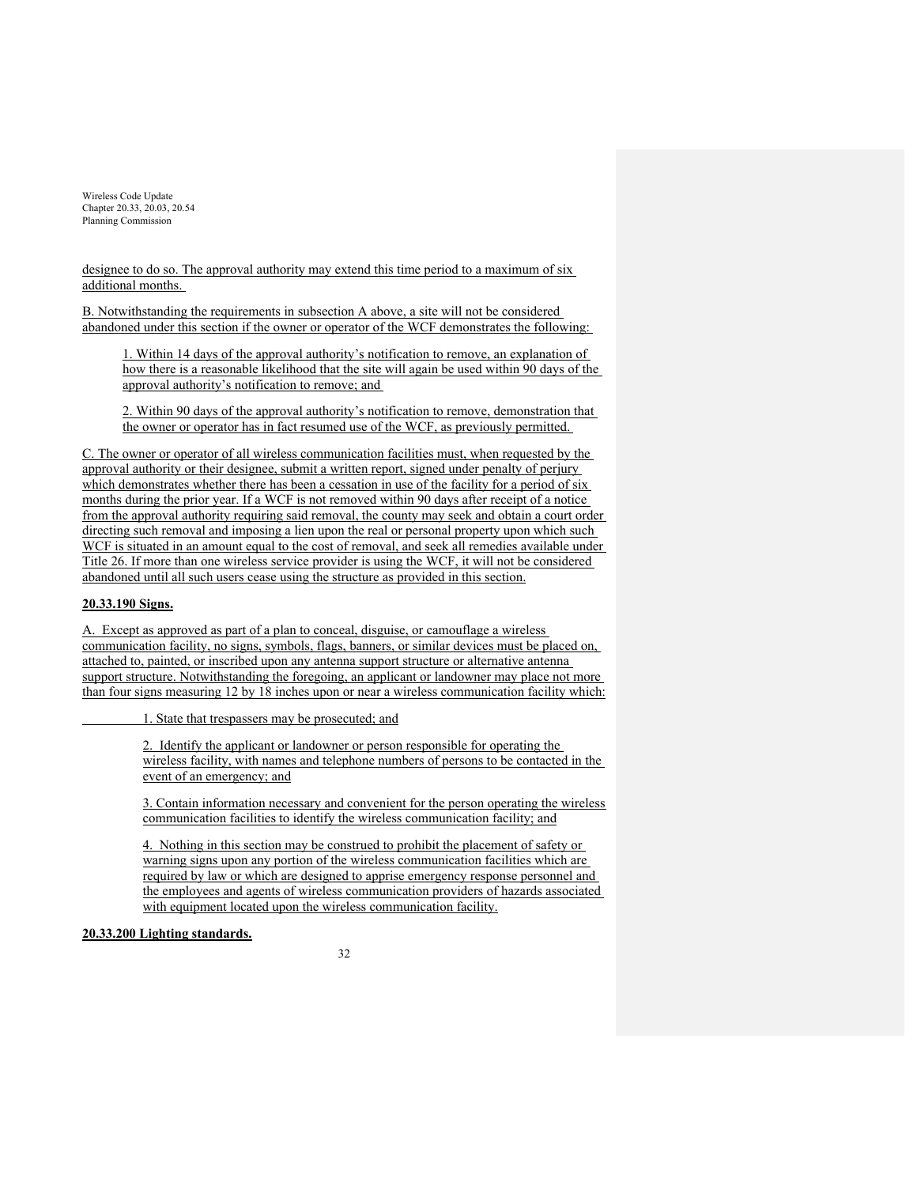designee to do so. The approval authority may extend this time period to a maximum of six additional months.

B. Notwithstanding the requirements in subsection A above, a site will not be considered abandoned under this section if the owner or operator of the WCF demonstrates the following:

1. Within 14 days of the approval authority's notification to remove, an explanation of how there is a reasonable likelihood that the site will again be used within 90 days of the approval authority's notification to remove; and

2. Within 90 days of the approval authority's notification to remove, demonstration that the owner or operator has in fact resumed use of the WCF, as previously permitted.

C. The owner or operator of all wireless communication facilities must, when requested by the approval authority or their designee, submit a written report, signed under penalty of perjury which demonstrates whether there has been a cessation in use of the facility for a period of six months during the prior year. If a WCF is not removed within 90 days after receipt of a notice from the approval authority requiring said removal, the county may seek and obtain a court order directing such removal and imposing a lien upon the real or personal property upon which such WCF is situated in an amount equal to the cost of removal, and seek all remedies available under Title 26. If more than one wireless service provider is using the WCF, it will not be considered abandoned until all such users cease using the structure as provided in this section.

**20.33.190 Signs.**

A. Except as approved as part of a plan to conceal, disguise, or camouflage a wireless communication facility, no signs, symbols, flags, banners, or similar devices must be placed on, attached to, painted, or inscribed upon any antenna support structure or alternative antenna support structure. Notwithstanding the foregoing, an applicant or landowner may place not more than four signs measuring 12 by 18 inches upon or near a wireless communication facility which:

1. State that trespassers may be prosecuted; and

2. Identify the applicant or landowner or person responsible for operating the wireless facility, with names and telephone numbers of persons to be contacted in the event of an emergency; and

3. Contain information necessary and convenient for the person operating the wireless communication facilities to identify the wireless communication facility; and

4. Nothing in this section may be construed to prohibit the placement of safety or warning signs upon any portion of the wireless communication facilities which are required by law or which are designed to apprise emergency response personnel and the employees and agents of wireless communication providers of hazards associated with equipment located upon the wireless communication facility.

**20.33.200 Lighting standards.**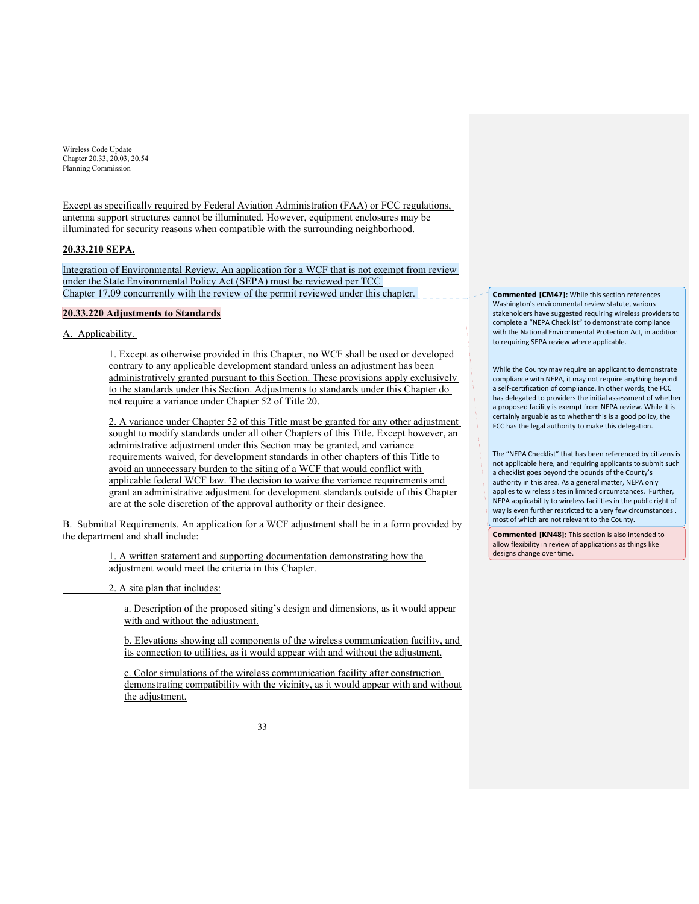Except as specifically required by Federal Aviation Administration (FAA) or FCC regulations, antenna support structures cannot be illuminated. However, equipment enclosures may be illuminated for security reasons when compatible with the surrounding neighborhood.

**20.33.210 SEPA.**

Integration of Environmental Review. An application for a WCF that is not exempt from review under the State Environmental Policy Act (SEPA) must be reviewed per TCC Chapter 17.09 concurrently with the review of the permit reviewed under this chapter.

**20.33.220 Adjustments to Standards**

A. Applicability.

1. Except as otherwise provided in this Chapter, no WCF shall be used or developed contrary to any applicable development standard unless an adjustment has been administratively granted pursuant to this Section. These provisions apply exclusively to the standards under this Section. Adjustments to standards under this Chapter do not require a variance under Chapter 52 of Title 20.

2. A variance under Chapter 52 of this Title must be granted for any other adjustment sought to modify standards under all other Chapters of this Title. Except however, an administrative adjustment under this Section may be granted, and variance requirements waived, for development standards in other chapters of this Title to avoid an unnecessary burden to the siting of a WCF that would conflict with applicable federal WCF law. The decision to waive the variance requirements and grant an administrative adjustment for development standards outside of this Chapter are at the sole discretion of the approval authority or their designee.

B. Submittal Requirements. An application for a WCF adjustment shall be in a form provided by the department and shall include:

1. A written statement and supporting documentation demonstrating how the adjustment would meet the criteria in this Chapter.

2. A site plan that includes:

a. Description of the proposed siting's design and dimensions, as it would appear with and without the adjustment.

b. Elevations showing all components of the wireless communication facility, and its connection to utilities, as it would appear with and without the adjustment.

c. Color simulations of the wireless communication facility after construction demonstrating compatibility with the vicinity, as it would appear with and without the adjustment.

---

**Commented [CM47]:** While this section references Washington's environmental review statute, various stakeholders have suggested requiring wireless providers to complete a "NEPA Checklist" to demonstrate compliance with the National Environmental Protection Act, in addition to requiring SEPA review where applicable.

While the County may require an applicant to demonstrate compliance with NEPA, it may not require anything beyond a self-certification of compliance. In other words, the FCC has delegated to providers the initial assessment of whether a proposed facility is exempt from NEPA review. While it is certainly arguable as to whether this is a good policy, the FCC has the legal authority to make this delegation.

The "NEPA Checklist" that has been referenced by citizens is not applicable here, and requiring applicants to submit such a checklist goes beyond the bounds of the County's authority in this area. As a general matter, NEPA only applies to wireless sites in limited circumstances. Further, NEPA applicability to wireless facilities in the public right of way is even further restricted to a very few circumstances , most of which are not relevant to the County.

**Commented [KN48]:** This section is also intended to allow flexibility in review of applications as things like designs change over time.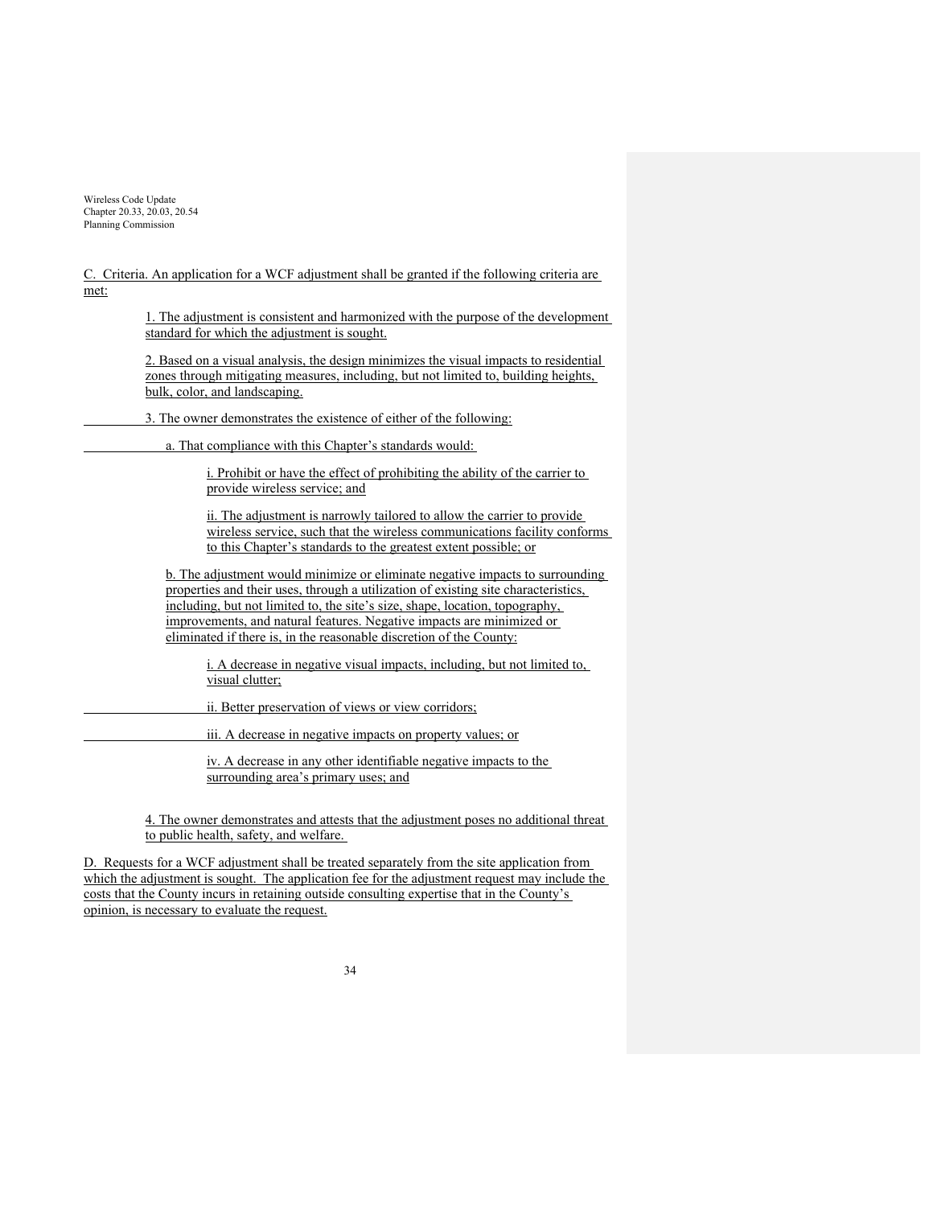C. Criteria. An application for a WCF adjustment shall be granted if the following criteria are met:

1. The adjustment is consistent and harmonized with the purpose of the development standard for which the adjustment is sought.

2. Based on a visual analysis, the design minimizes the visual impacts to residential zones through mitigating measures, including, but not limited to, building heights, bulk, color, and landscaping.

3. The owner demonstrates the existence of either of the following:

a. That compliance with this Chapter's standards would:

i. Prohibit or have the effect of prohibiting the ability of the carrier to provide wireless service; and

ii. The adjustment is narrowly tailored to allow the carrier to provide wireless service, such that the wireless communications facility conforms to this Chapter's standards to the greatest extent possible; or

b. The adjustment would minimize or eliminate negative impacts to surrounding properties and their uses, through a utilization of existing site characteristics, including, but not limited to, the site's size, shape, location, topography, improvements, and natural features. Negative impacts are minimized or eliminated if there is, in the reasonable discretion of the County:

i. A decrease in negative visual impacts, including, but not limited to, visual clutter;

ii. Better preservation of views or view corridors;

iii. A decrease in negative impacts on property values; or

iv. A decrease in any other identifiable negative impacts to the surrounding area's primary uses; and

4. The owner demonstrates and attests that the adjustment poses no additional threat to public health, safety, and welfare.

D. Requests for a WCF adjustment shall be treated separately from the site application from which the adjustment is sought. The application fee for the adjustment request may include the costs that the County incurs in retaining outside consulting expertise that in the County's opinion, is necessary to evaluate the request.